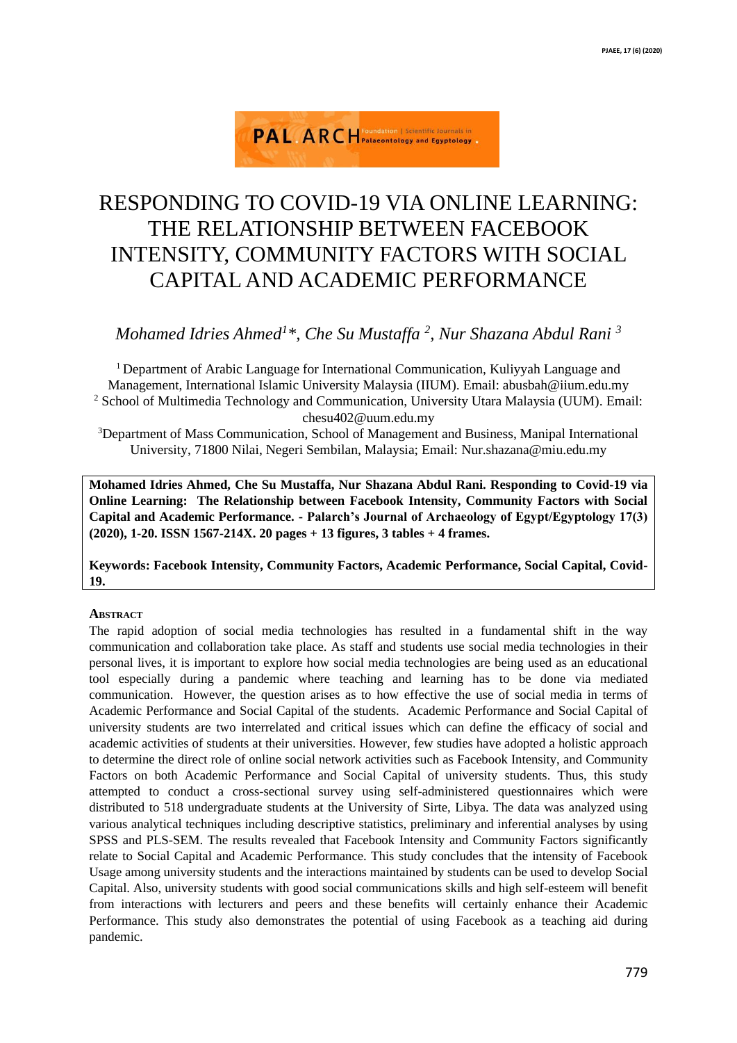# RESPONDING TO COVID-19 VIA ONLINE LEARNING: THE RELATIONSHIP BETWEEN FACEBOOK INTENSITY, COMMUNITY FACTORS WITH SOCIAL CAPITAL AND ACADEMIC PERFORMANCE

*Mohamed Idries Ahmed[1]\*, Che Su Mustaffa [2], Nur Shazana Abdul Rani [3]*

[1] Department of Arabic Language for International Communication, Kuliyyah Language and Management, International Islamic University Malaysia (IIUM). Email: abusbah@iium.edu.my
[2] School of Multimedia Technology and Communication, University Utara Malaysia (UUM). Email: chesu402@uum.edu.my
[3]Department of Mass Communication, School of Management and Business, Manipal International University, 71800 Nilai, Negeri Sembilan, Malaysia; Email: Nur.shazana@miu.edu.my

**Mohamed Idries Ahmed, Che Su Mustaffa, Nur Shazana Abdul Rani. Responding to Covid-19 via Online Learning: The Relationship between Facebook Intensity, Community Factors with Social Capital and Academic Performance. - Palarch's Journal of Archaeology of Egypt/Egyptology 17(3) (2020), 1-20. ISSN 1567-214X. 20 pages + 13 figures, 3 tables + 4 frames.**

**Keywords: Facebook Intensity, Community Factors, Academic Performance, Social Capital, Covid-19.**

## Abstract

The rapid adoption of social media technologies has resulted in a fundamental shift in the way communication and collaboration take place. As staff and students use social media technologies in their personal lives, it is important to explore how social media technologies are being used as an educational tool especially during a pandemic where teaching and learning has to be done via mediated communication. However, the question arises as to how effective the use of social media in terms of Academic Performance and Social Capital of the students. Academic Performance and Social Capital of university students are two interrelated and critical issues which can define the efficacy of social and academic activities of students at their universities. However, few studies have adopted a holistic approach to determine the direct role of online social network activities such as Facebook Intensity, and Community Factors on both Academic Performance and Social Capital of university students. Thus, this study attempted to conduct a cross-sectional survey using self-administered questionnaires which were distributed to 518 undergraduate students at the University of Sirte, Libya. The data was analyzed using various analytical techniques including descriptive statistics, preliminary and inferential analyses by using SPSS and PLS-SEM. The results revealed that Facebook Intensity and Community Factors significantly relate to Social Capital and Academic Performance. This study concludes that the intensity of Facebook Usage among university students and the interactions maintained by students can be used to develop Social Capital. Also, university students with good social communications skills and high self-esteem will benefit from interactions with lecturers and peers and these benefits will certainly enhance their Academic Performance. This study also demonstrates the potential of using Facebook as a teaching aid during pandemic.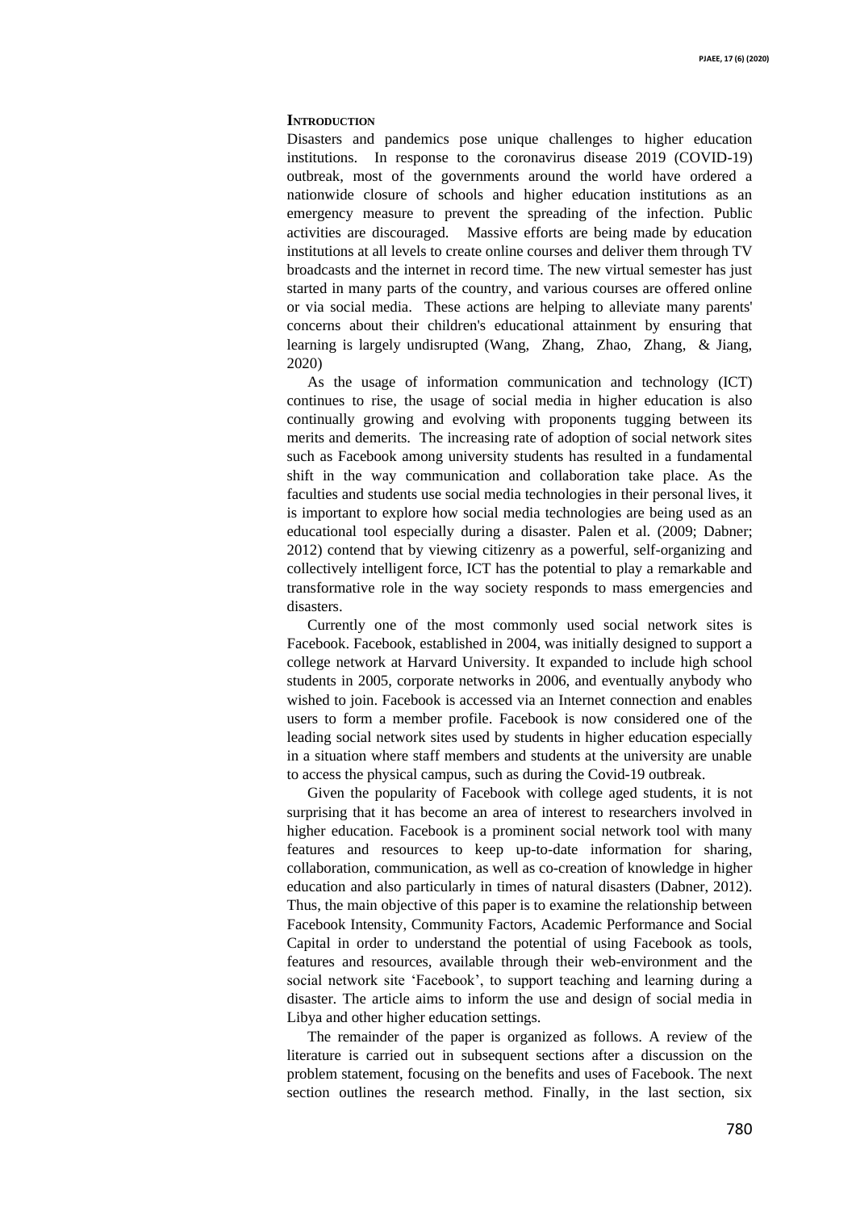## INTRODUCTION

Disasters and pandemics pose unique challenges to higher education institutions. In response to the coronavirus disease 2019 (COVID-19) outbreak, most of the governments around the world have ordered a nationwide closure of schools and higher education institutions as an emergency measure to prevent the spreading of the infection. Public activities are discouraged. Massive efforts are being made by education institutions at all levels to create online courses and deliver them through TV broadcasts and the internet in record time. The new virtual semester has just started in many parts of the country, and various courses are offered online or via social media. These actions are helping to alleviate many parents' concerns about their children's educational attainment by ensuring that learning is largely undisrupted (Wang, Zhang, Zhao, Zhang, & Jiang, 2020)

As the usage of information communication and technology (ICT) continues to rise, the usage of social media in higher education is also continually growing and evolving with proponents tugging between its merits and demerits. The increasing rate of adoption of social network sites such as Facebook among university students has resulted in a fundamental shift in the way communication and collaboration take place. As the faculties and students use social media technologies in their personal lives, it is important to explore how social media technologies are being used as an educational tool especially during a disaster. Palen et al. (2009; Dabner; 2012) contend that by viewing citizenry as a powerful, self-organizing and collectively intelligent force, ICT has the potential to play a remarkable and transformative role in the way society responds to mass emergencies and disasters.

Currently one of the most commonly used social network sites is Facebook. Facebook, established in 2004, was initially designed to support a college network at Harvard University. It expanded to include high school students in 2005, corporate networks in 2006, and eventually anybody who wished to join. Facebook is accessed via an Internet connection and enables users to form a member profile. Facebook is now considered one of the leading social network sites used by students in higher education especially in a situation where staff members and students at the university are unable to access the physical campus, such as during the Covid-19 outbreak.

Given the popularity of Facebook with college aged students, it is not surprising that it has become an area of interest to researchers involved in higher education. Facebook is a prominent social network tool with many features and resources to keep up-to-date information for sharing, collaboration, communication, as well as co-creation of knowledge in higher education and also particularly in times of natural disasters (Dabner, 2012). Thus, the main objective of this paper is to examine the relationship between Facebook Intensity, Community Factors, Academic Performance and Social Capital in order to understand the potential of using Facebook as tools, features and resources, available through their web-environment and the social network site 'Facebook', to support teaching and learning during a disaster. The article aims to inform the use and design of social media in Libya and other higher education settings.

The remainder of the paper is organized as follows. A review of the literature is carried out in subsequent sections after a discussion on the problem statement, focusing on the benefits and uses of Facebook. The next section outlines the research method. Finally, in the last section, six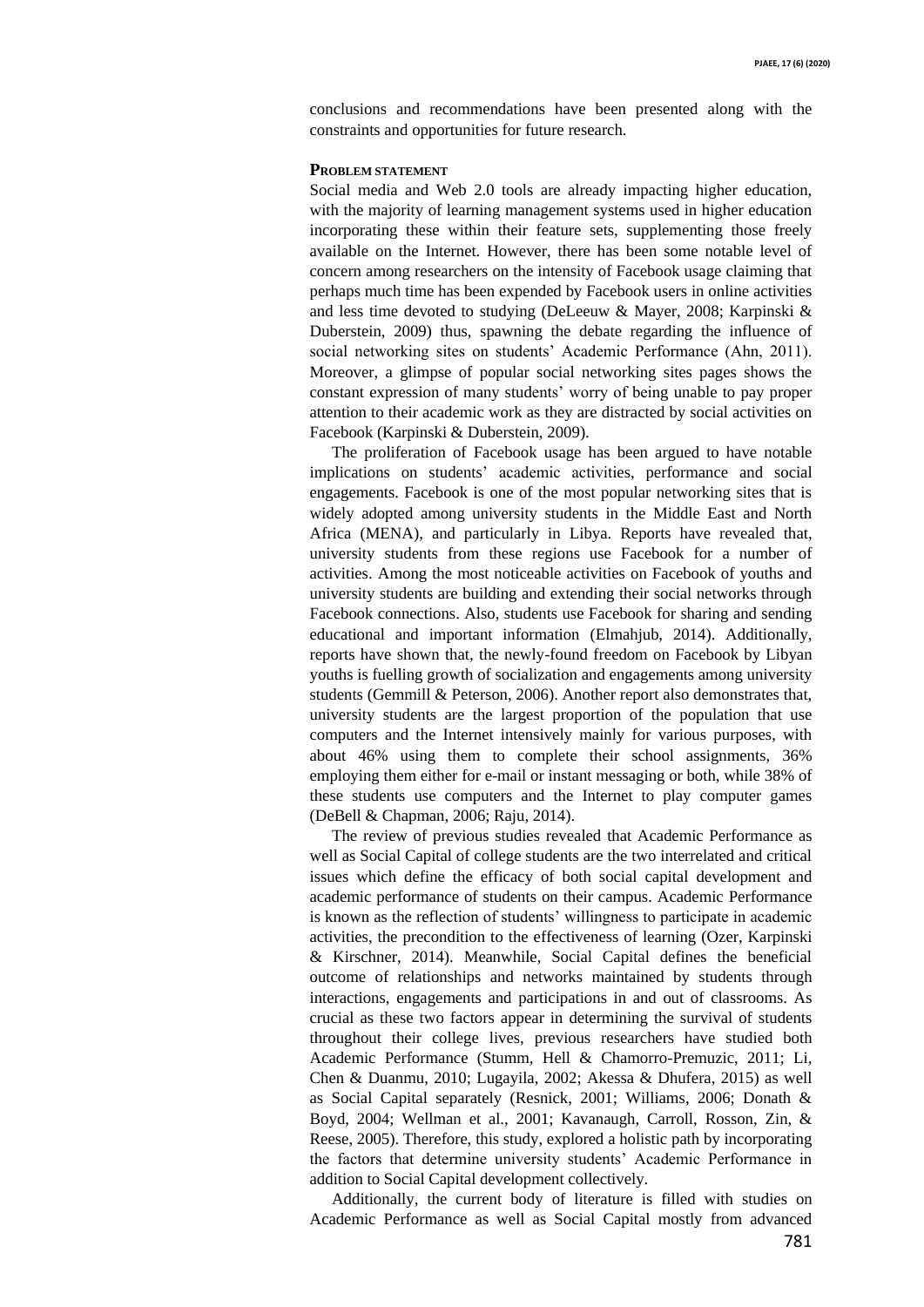conclusions and recommendations have been presented along with the constraints and opportunities for future research.

## Problem statement

Social media and Web 2.0 tools are already impacting higher education, with the majority of learning management systems used in higher education incorporating these within their feature sets, supplementing those freely available on the Internet. However, there has been some notable level of concern among researchers on the intensity of Facebook usage claiming that perhaps much time has been expended by Facebook users in online activities and less time devoted to studying (DeLeeuw & Mayer, 2008; Karpinski & Duberstein, 2009) thus, spawning the debate regarding the influence of social networking sites on students' Academic Performance (Ahn, 2011). Moreover, a glimpse of popular social networking sites pages shows the constant expression of many students' worry of being unable to pay proper attention to their academic work as they are distracted by social activities on Facebook (Karpinski & Duberstein, 2009).

The proliferation of Facebook usage has been argued to have notable implications on students' academic activities, performance and social engagements. Facebook is one of the most popular networking sites that is widely adopted among university students in the Middle East and North Africa (MENA), and particularly in Libya. Reports have revealed that, university students from these regions use Facebook for a number of activities. Among the most noticeable activities on Facebook of youths and university students are building and extending their social networks through Facebook connections. Also, students use Facebook for sharing and sending educational and important information (Elmahjub, 2014). Additionally, reports have shown that, the newly-found freedom on Facebook by Libyan youths is fuelling growth of socialization and engagements among university students (Gemmill & Peterson, 2006). Another report also demonstrates that, university students are the largest proportion of the population that use computers and the Internet intensively mainly for various purposes, with about 46% using them to complete their school assignments, 36% employing them either for e-mail or instant messaging or both, while 38% of these students use computers and the Internet to play computer games (DeBell & Chapman, 2006; Raju, 2014).

The review of previous studies revealed that Academic Performance as well as Social Capital of college students are the two interrelated and critical issues which define the efficacy of both social capital development and academic performance of students on their campus. Academic Performance is known as the reflection of students' willingness to participate in academic activities, the precondition to the effectiveness of learning (Ozer, Karpinski & Kirschner, 2014). Meanwhile, Social Capital defines the beneficial outcome of relationships and networks maintained by students through interactions, engagements and participations in and out of classrooms. As crucial as these two factors appear in determining the survival of students throughout their college lives, previous researchers have studied both Academic Performance (Stumm, Hell & Chamorro-Premuzic, 2011; Li, Chen & Duanmu, 2010; Lugayila, 2002; Akessa & Dhufera, 2015) as well as Social Capital separately (Resnick, 2001; Williams, 2006; Donath & Boyd, 2004; Wellman et al., 2001; Kavanaugh, Carroll, Rosson, Zin, & Reese, 2005). Therefore, this study, explored a holistic path by incorporating the factors that determine university students' Academic Performance in addition to Social Capital development collectively.

Additionally, the current body of literature is filled with studies on Academic Performance as well as Social Capital mostly from advanced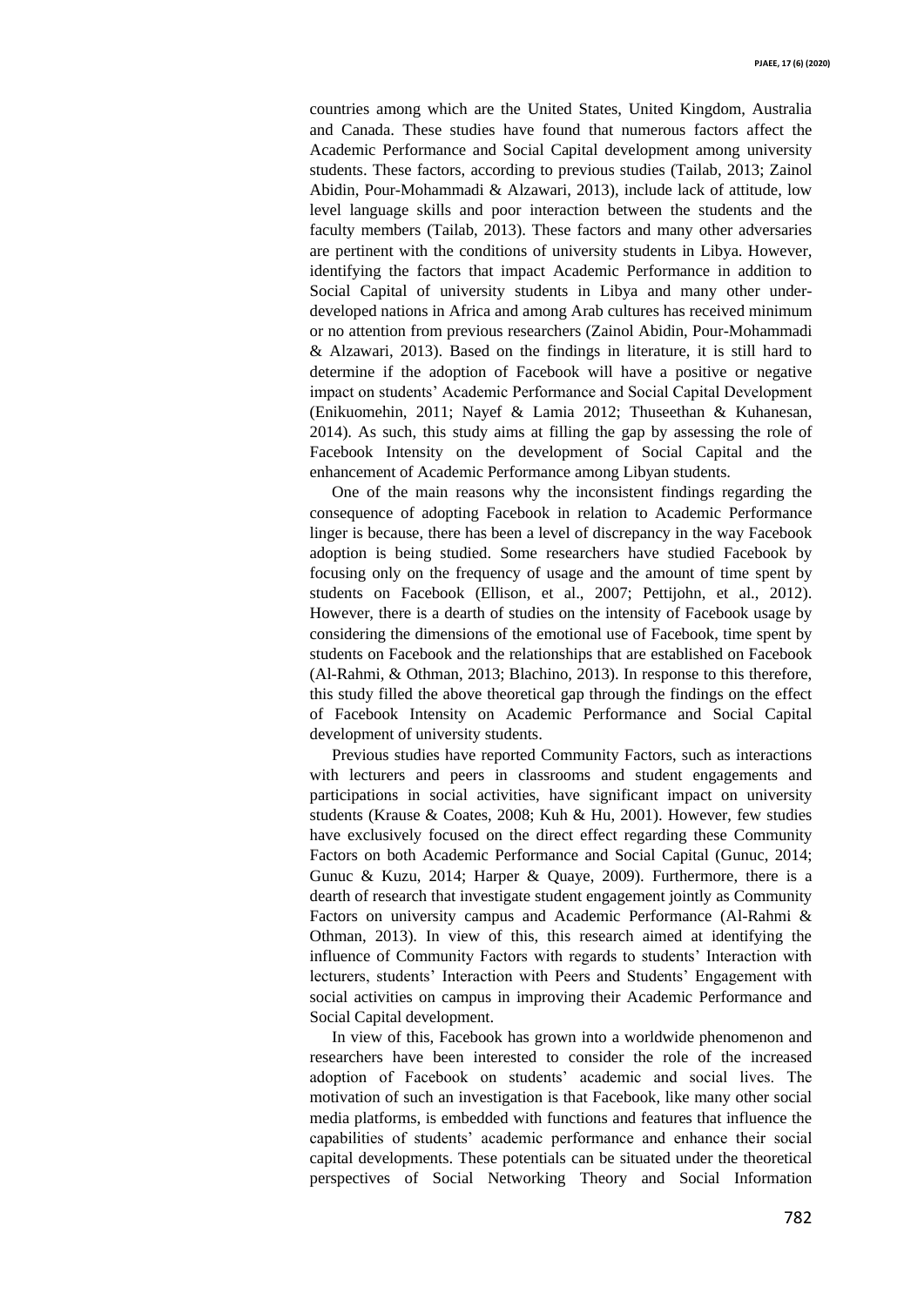countries among which are the United States, United Kingdom, Australia and Canada. These studies have found that numerous factors affect the Academic Performance and Social Capital development among university students. These factors, according to previous studies (Tailab, 2013; Zainol Abidin, Pour-Mohammadi & Alzawari, 2013), include lack of attitude, low level language skills and poor interaction between the students and the faculty members (Tailab, 2013). These factors and many other adversaries are pertinent with the conditions of university students in Libya. However, identifying the factors that impact Academic Performance in addition to Social Capital of university students in Libya and many other under-developed nations in Africa and among Arab cultures has received minimum or no attention from previous researchers (Zainol Abidin, Pour-Mohammadi & Alzawari, 2013). Based on the findings in literature, it is still hard to determine if the adoption of Facebook will have a positive or negative impact on students' Academic Performance and Social Capital Development (Enikuomehin, 2011; Nayef & Lamia 2012; Thuseethan & Kuhanesan, 2014). As such, this study aims at filling the gap by assessing the role of Facebook Intensity on the development of Social Capital and the enhancement of Academic Performance among Libyan students.

One of the main reasons why the inconsistent findings regarding the consequence of adopting Facebook in relation to Academic Performance linger is because, there has been a level of discrepancy in the way Facebook adoption is being studied. Some researchers have studied Facebook by focusing only on the frequency of usage and the amount of time spent by students on Facebook (Ellison, et al., 2007; Pettijohn, et al., 2012). However, there is a dearth of studies on the intensity of Facebook usage by considering the dimensions of the emotional use of Facebook, time spent by students on Facebook and the relationships that are established on Facebook (Al-Rahmi, & Othman, 2013; Blachino, 2013). In response to this therefore, this study filled the above theoretical gap through the findings on the effect of Facebook Intensity on Academic Performance and Social Capital development of university students.

Previous studies have reported Community Factors, such as interactions with lecturers and peers in classrooms and student engagements and participations in social activities, have significant impact on university students (Krause & Coates, 2008; Kuh & Hu, 2001). However, few studies have exclusively focused on the direct effect regarding these Community Factors on both Academic Performance and Social Capital (Gunuc, 2014; Gunuc & Kuzu, 2014; Harper & Quaye, 2009). Furthermore, there is a dearth of research that investigate student engagement jointly as Community Factors on university campus and Academic Performance (Al-Rahmi & Othman, 2013). In view of this, this research aimed at identifying the influence of Community Factors with regards to students' Interaction with lecturers, students' Interaction with Peers and Students' Engagement with social activities on campus in improving their Academic Performance and Social Capital development.

In view of this, Facebook has grown into a worldwide phenomenon and researchers have been interested to consider the role of the increased adoption of Facebook on students' academic and social lives. The motivation of such an investigation is that Facebook, like many other social media platforms, is embedded with functions and features that influence the capabilities of students' academic performance and enhance their social capital developments. These potentials can be situated under the theoretical perspectives of Social Networking Theory and Social Information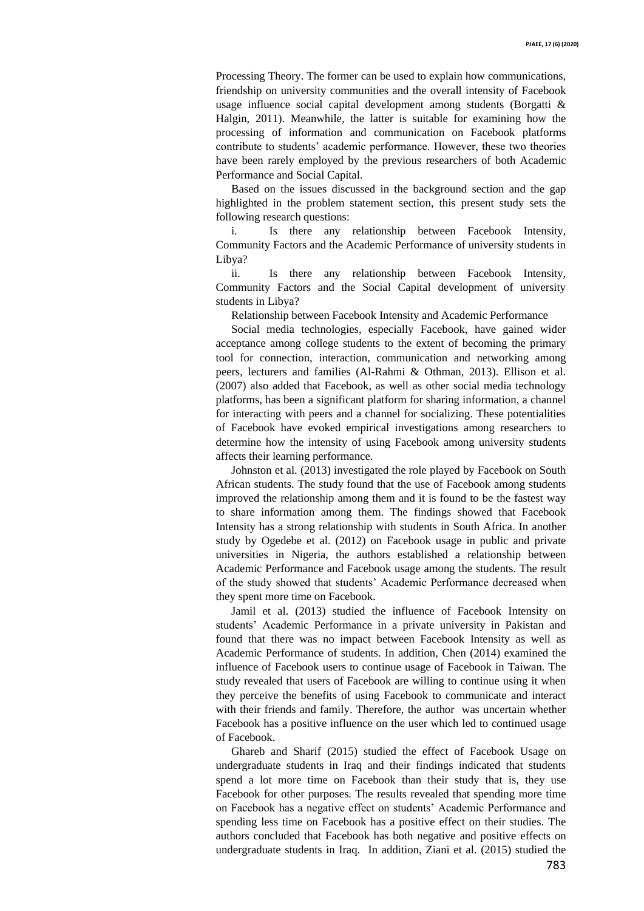Processing Theory. The former can be used to explain how communications, friendship on university communities and the overall intensity of Facebook usage influence social capital development among students (Borgatti & Halgin, 2011). Meanwhile, the latter is suitable for examining how the processing of information and communication on Facebook platforms contribute to students' academic performance. However, these two theories have been rarely employed by the previous researchers of both Academic Performance and Social Capital.

Based on the issues discussed in the background section and the gap highlighted in the problem statement section, this present study sets the following research questions:

i. Is there any relationship between Facebook Intensity, Community Factors and the Academic Performance of university students in Libya?

ii. Is there any relationship between Facebook Intensity, Community Factors and the Social Capital development of university students in Libya?

Relationship between Facebook Intensity and Academic Performance

Social media technologies, especially Facebook, have gained wider acceptance among college students to the extent of becoming the primary tool for connection, interaction, communication and networking among peers, lecturers and families (Al-Rahmi & Othman, 2013). Ellison et al. (2007) also added that Facebook, as well as other social media technology platforms, has been a significant platform for sharing information, a channel for interacting with peers and a channel for socializing. These potentialities of Facebook have evoked empirical investigations among researchers to determine how the intensity of using Facebook among university students affects their learning performance.

Johnston et al. (2013) investigated the role played by Facebook on South African students. The study found that the use of Facebook among students improved the relationship among them and it is found to be the fastest way to share information among them. The findings showed that Facebook Intensity has a strong relationship with students in South Africa. In another study by Ogedebe et al. (2012) on Facebook usage in public and private universities in Nigeria, the authors established a relationship between Academic Performance and Facebook usage among the students. The result of the study showed that students' Academic Performance decreased when they spent more time on Facebook.

Jamil et al. (2013) studied the influence of Facebook Intensity on students' Academic Performance in a private university in Pakistan and found that there was no impact between Facebook Intensity as well as Academic Performance of students. In addition, Chen (2014) examined the influence of Facebook users to continue usage of Facebook in Taiwan. The study revealed that users of Facebook are willing to continue using it when they perceive the benefits of using Facebook to communicate and interact with their friends and family. Therefore, the author was uncertain whether Facebook has a positive influence on the user which led to continued usage of Facebook.

Ghareb and Sharif (2015) studied the effect of Facebook Usage on undergraduate students in Iraq and their findings indicated that students spend a lot more time on Facebook than their study that is, they use Facebook for other purposes. The results revealed that spending more time on Facebook has a negative effect on students' Academic Performance and spending less time on Facebook has a positive effect on their studies. The authors concluded that Facebook has both negative and positive effects on undergraduate students in Iraq. In addition, Ziani et al. (2015) studied the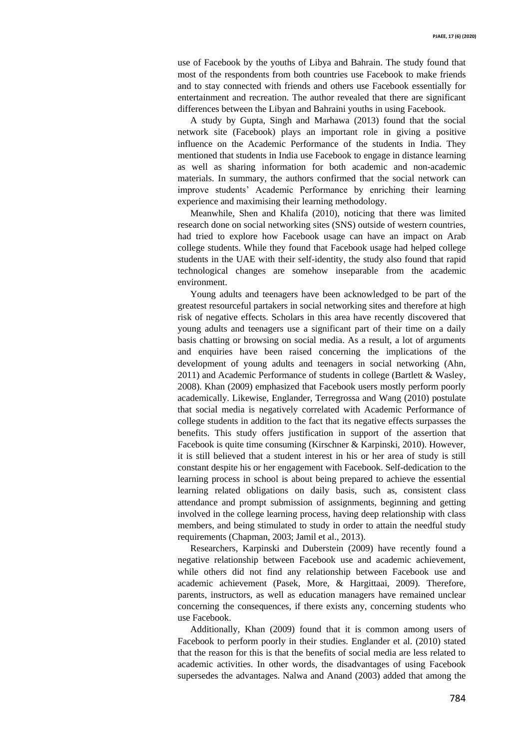use of Facebook by the youths of Libya and Bahrain. The study found that most of the respondents from both countries use Facebook to make friends and to stay connected with friends and others use Facebook essentially for entertainment and recreation. The author revealed that there are significant differences between the Libyan and Bahraini youths in using Facebook.

A study by Gupta, Singh and Marhawa (2013) found that the social network site (Facebook) plays an important role in giving a positive influence on the Academic Performance of the students in India. They mentioned that students in India use Facebook to engage in distance learning as well as sharing information for both academic and non-academic materials. In summary, the authors confirmed that the social network can improve students' Academic Performance by enriching their learning experience and maximising their learning methodology.

Meanwhile, Shen and Khalifa (2010), noticing that there was limited research done on social networking sites (SNS) outside of western countries, had tried to explore how Facebook usage can have an impact on Arab college students. While they found that Facebook usage had helped college students in the UAE with their self-identity, the study also found that rapid technological changes are somehow inseparable from the academic environment.

Young adults and teenagers have been acknowledged to be part of the greatest resourceful partakers in social networking sites and therefore at high risk of negative effects. Scholars in this area have recently discovered that young adults and teenagers use a significant part of their time on a daily basis chatting or browsing on social media. As a result, a lot of arguments and enquiries have been raised concerning the implications of the development of young adults and teenagers in social networking (Ahn, 2011) and Academic Performance of students in college (Bartlett & Wasley, 2008). Khan (2009) emphasized that Facebook users mostly perform poorly academically. Likewise, Englander, Terregrossa and Wang (2010) postulate that social media is negatively correlated with Academic Performance of college students in addition to the fact that its negative effects surpasses the benefits. This study offers justification in support of the assertion that Facebook is quite time consuming (Kirschner & Karpinski, 2010). However, it is still believed that a student interest in his or her area of study is still constant despite his or her engagement with Facebook. Self-dedication to the learning process in school is about being prepared to achieve the essential learning related obligations on daily basis, such as, consistent class attendance and prompt submission of assignments, beginning and getting involved in the college learning process, having deep relationship with class members, and being stimulated to study in order to attain the needful study requirements (Chapman, 2003; Jamil et al., 2013).

Researchers, Karpinski and Duberstein (2009) have recently found a negative relationship between Facebook use and academic achievement, while others did not find any relationship between Facebook use and academic achievement (Pasek, More, & Hargittaai, 2009). Therefore, parents, instructors, as well as education managers have remained unclear concerning the consequences, if there exists any, concerning students who use Facebook.

Additionally, Khan (2009) found that it is common among users of Facebook to perform poorly in their studies. Englander et al. (2010) stated that the reason for this is that the benefits of social media are less related to academic activities. In other words, the disadvantages of using Facebook supersedes the advantages. Nalwa and Anand (2003) added that among the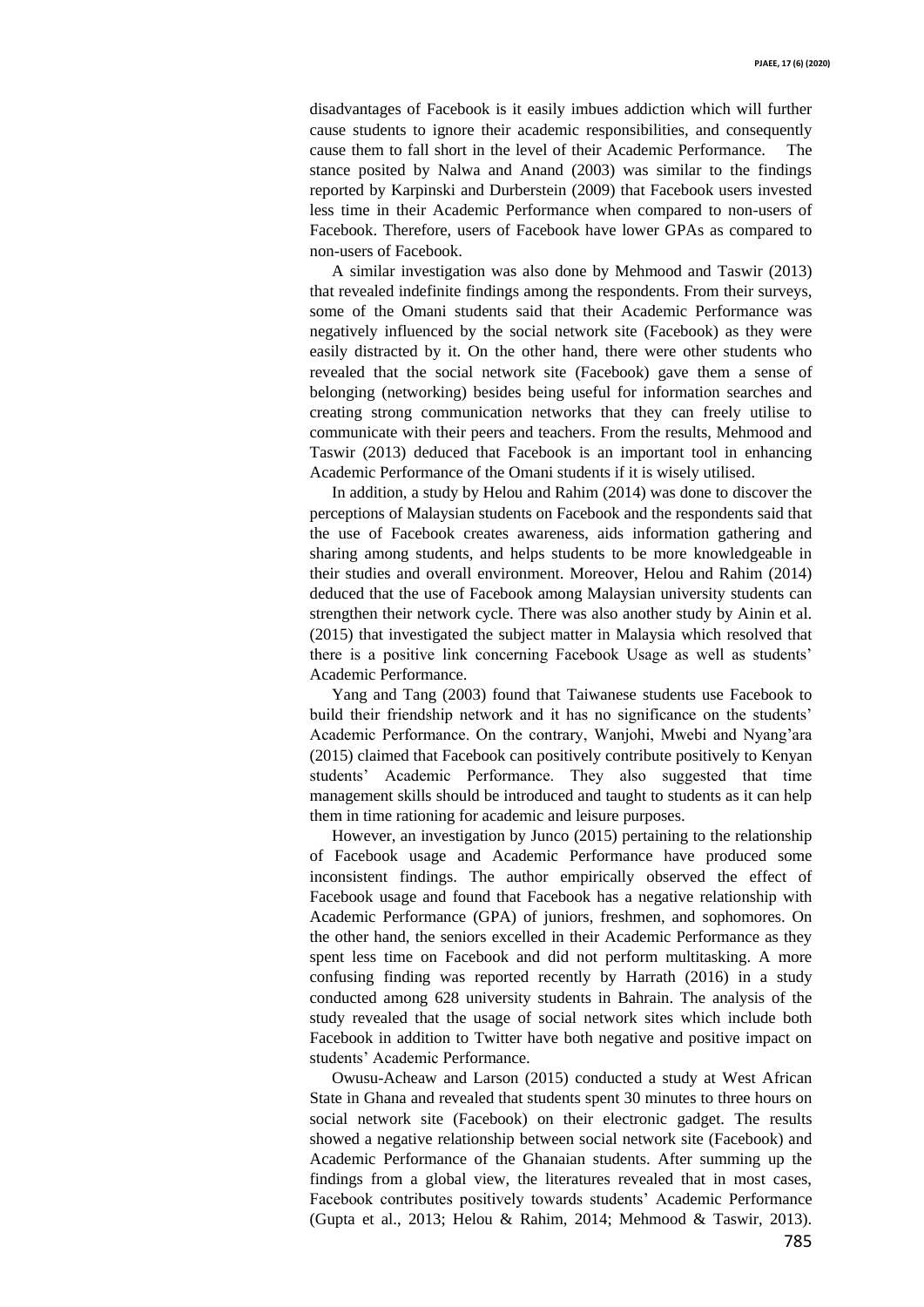disadvantages of Facebook is it easily imbues addiction which will further cause students to ignore their academic responsibilities, and consequently cause them to fall short in the level of their Academic Performance. The stance posited by Nalwa and Anand (2003) was similar to the findings reported by Karpinski and Durberstein (2009) that Facebook users invested less time in their Academic Performance when compared to non-users of Facebook. Therefore, users of Facebook have lower GPAs as compared to non-users of Facebook.

A similar investigation was also done by Mehmood and Taswir (2013) that revealed indefinite findings among the respondents. From their surveys, some of the Omani students said that their Academic Performance was negatively influenced by the social network site (Facebook) as they were easily distracted by it. On the other hand, there were other students who revealed that the social network site (Facebook) gave them a sense of belonging (networking) besides being useful for information searches and creating strong communication networks that they can freely utilise to communicate with their peers and teachers. From the results, Mehmood and Taswir (2013) deduced that Facebook is an important tool in enhancing Academic Performance of the Omani students if it is wisely utilised.

In addition, a study by Helou and Rahim (2014) was done to discover the perceptions of Malaysian students on Facebook and the respondents said that the use of Facebook creates awareness, aids information gathering and sharing among students, and helps students to be more knowledgeable in their studies and overall environment. Moreover, Helou and Rahim (2014) deduced that the use of Facebook among Malaysian university students can strengthen their network cycle. There was also another study by Ainin et al. (2015) that investigated the subject matter in Malaysia which resolved that there is a positive link concerning Facebook Usage as well as students' Academic Performance.

Yang and Tang (2003) found that Taiwanese students use Facebook to build their friendship network and it has no significance on the students' Academic Performance. On the contrary, Wanjohi, Mwebi and Nyang'ara (2015) claimed that Facebook can positively contribute positively to Kenyan students' Academic Performance. They also suggested that time management skills should be introduced and taught to students as it can help them in time rationing for academic and leisure purposes.

However, an investigation by Junco (2015) pertaining to the relationship of Facebook usage and Academic Performance have produced some inconsistent findings. The author empirically observed the effect of Facebook usage and found that Facebook has a negative relationship with Academic Performance (GPA) of juniors, freshmen, and sophomores. On the other hand, the seniors excelled in their Academic Performance as they spent less time on Facebook and did not perform multitasking. A more confusing finding was reported recently by Harrath (2016) in a study conducted among 628 university students in Bahrain. The analysis of the study revealed that the usage of social network sites which include both Facebook in addition to Twitter have both negative and positive impact on students' Academic Performance.

Owusu-Acheaw and Larson (2015) conducted a study at West African State in Ghana and revealed that students spent 30 minutes to three hours on social network site (Facebook) on their electronic gadget. The results showed a negative relationship between social network site (Facebook) and Academic Performance of the Ghanaian students. After summing up the findings from a global view, the literatures revealed that in most cases, Facebook contributes positively towards students' Academic Performance (Gupta et al., 2013; Helou & Rahim, 2014; Mehmood & Taswir, 2013).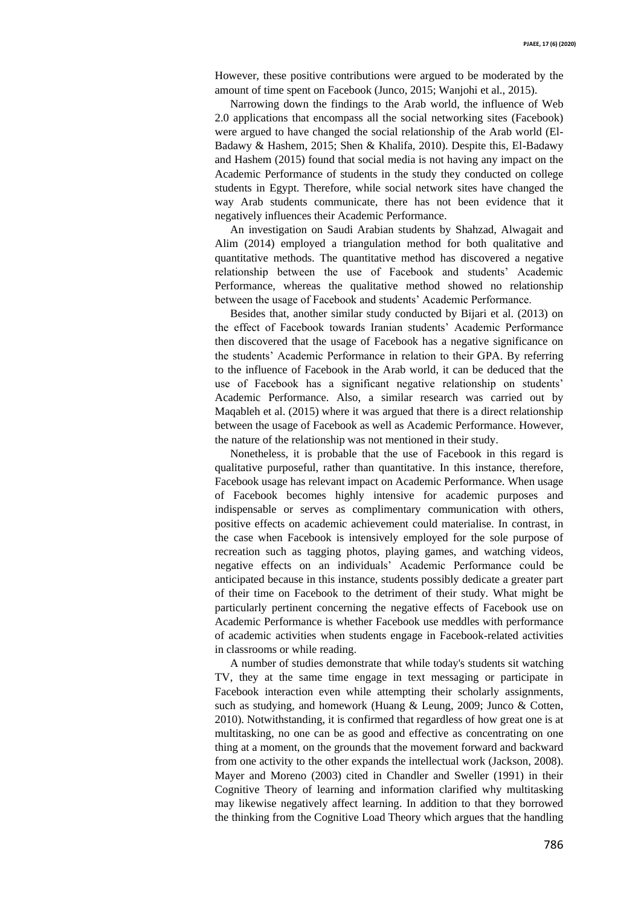However, these positive contributions were argued to be moderated by the amount of time spent on Facebook (Junco, 2015; Wanjohi et al., 2015).

Narrowing down the findings to the Arab world, the influence of Web 2.0 applications that encompass all the social networking sites (Facebook) were argued to have changed the social relationship of the Arab world (El-Badawy & Hashem, 2015; Shen & Khalifa, 2010). Despite this, El-Badawy and Hashem (2015) found that social media is not having any impact on the Academic Performance of students in the study they conducted on college students in Egypt. Therefore, while social network sites have changed the way Arab students communicate, there has not been evidence that it negatively influences their Academic Performance.

An investigation on Saudi Arabian students by Shahzad, Alwagait and Alim (2014) employed a triangulation method for both qualitative and quantitative methods. The quantitative method has discovered a negative relationship between the use of Facebook and students' Academic Performance, whereas the qualitative method showed no relationship between the usage of Facebook and students' Academic Performance.

Besides that, another similar study conducted by Bijari et al. (2013) on the effect of Facebook towards Iranian students' Academic Performance then discovered that the usage of Facebook has a negative significance on the students' Academic Performance in relation to their GPA. By referring to the influence of Facebook in the Arab world, it can be deduced that the use of Facebook has a significant negative relationship on students' Academic Performance. Also, a similar research was carried out by Maqableh et al. (2015) where it was argued that there is a direct relationship between the usage of Facebook as well as Academic Performance. However, the nature of the relationship was not mentioned in their study.

Nonetheless, it is probable that the use of Facebook in this regard is qualitative purposeful, rather than quantitative. In this instance, therefore, Facebook usage has relevant impact on Academic Performance. When usage of Facebook becomes highly intensive for academic purposes and indispensable or serves as complimentary communication with others, positive effects on academic achievement could materialise. In contrast, in the case when Facebook is intensively employed for the sole purpose of recreation such as tagging photos, playing games, and watching videos, negative effects on an individuals' Academic Performance could be anticipated because in this instance, students possibly dedicate a greater part of their time on Facebook to the detriment of their study. What might be particularly pertinent concerning the negative effects of Facebook use on Academic Performance is whether Facebook use meddles with performance of academic activities when students engage in Facebook-related activities in classrooms or while reading.

A number of studies demonstrate that while today's students sit watching TV, they at the same time engage in text messaging or participate in Facebook interaction even while attempting their scholarly assignments, such as studying, and homework (Huang & Leung, 2009; Junco & Cotten, 2010). Notwithstanding, it is confirmed that regardless of how great one is at multitasking, no one can be as good and effective as concentrating on one thing at a moment, on the grounds that the movement forward and backward from one activity to the other expands the intellectual work (Jackson, 2008). Mayer and Moreno (2003) cited in Chandler and Sweller (1991) in their Cognitive Theory of learning and information clarified why multitasking may likewise negatively affect learning. In addition to that they borrowed the thinking from the Cognitive Load Theory which argues that the handling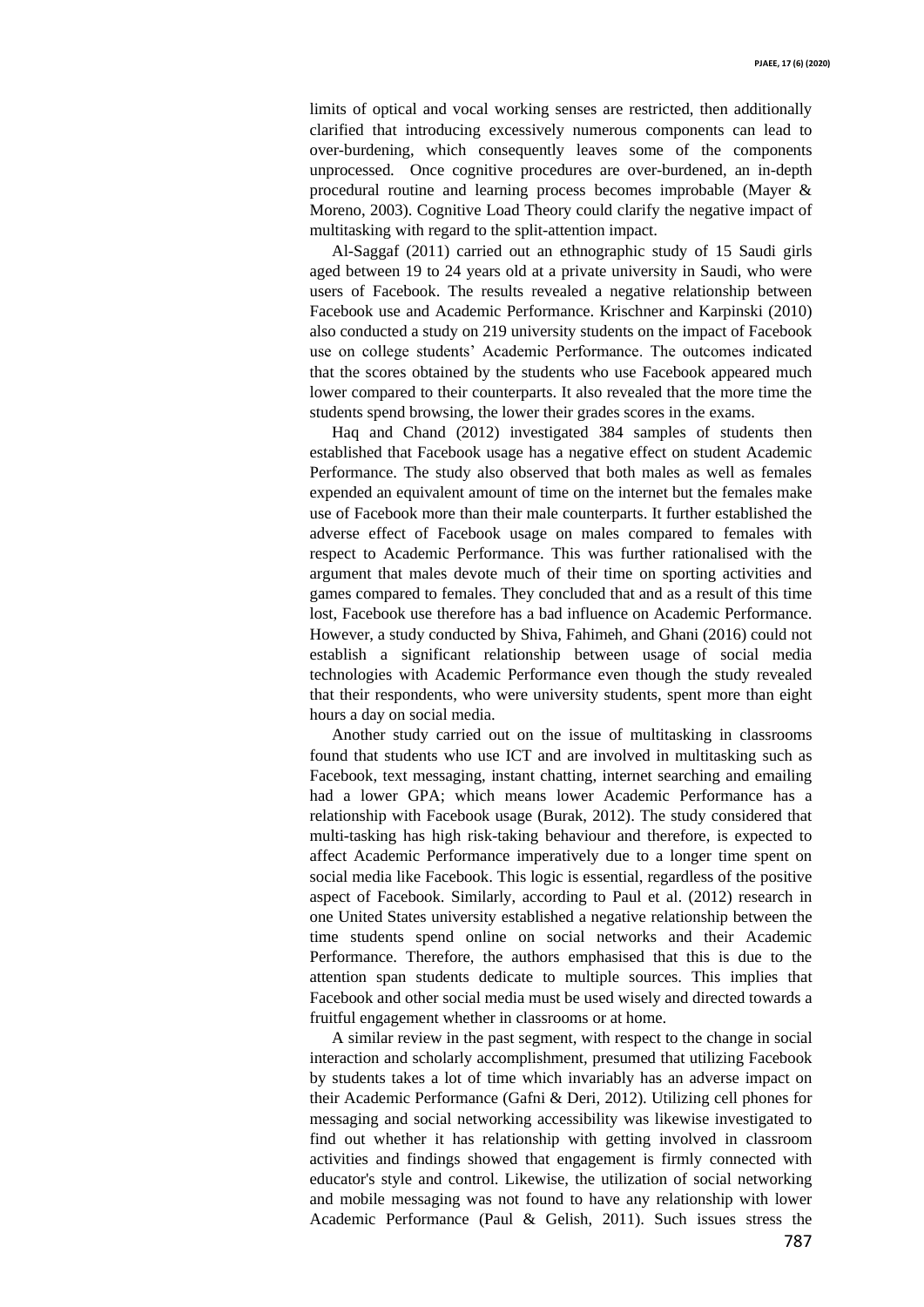limits of optical and vocal working senses are restricted, then additionally clarified that introducing excessively numerous components can lead to over-burdening, which consequently leaves some of the components unprocessed. Once cognitive procedures are over-burdened, an in-depth procedural routine and learning process becomes improbable (Mayer & Moreno, 2003). Cognitive Load Theory could clarify the negative impact of multitasking with regard to the split-attention impact.

Al-Saggaf (2011) carried out an ethnographic study of 15 Saudi girls aged between 19 to 24 years old at a private university in Saudi, who were users of Facebook. The results revealed a negative relationship between Facebook use and Academic Performance. Krischner and Karpinski (2010) also conducted a study on 219 university students on the impact of Facebook use on college students' Academic Performance. The outcomes indicated that the scores obtained by the students who use Facebook appeared much lower compared to their counterparts. It also revealed that the more time the students spend browsing, the lower their grades scores in the exams.

Haq and Chand (2012) investigated 384 samples of students then established that Facebook usage has a negative effect on student Academic Performance. The study also observed that both males as well as females expended an equivalent amount of time on the internet but the females make use of Facebook more than their male counterparts. It further established the adverse effect of Facebook usage on males compared to females with respect to Academic Performance. This was further rationalised with the argument that males devote much of their time on sporting activities and games compared to females. They concluded that and as a result of this time lost, Facebook use therefore has a bad influence on Academic Performance. However, a study conducted by Shiva, Fahimeh, and Ghani (2016) could not establish a significant relationship between usage of social media technologies with Academic Performance even though the study revealed that their respondents, who were university students, spent more than eight hours a day on social media.

Another study carried out on the issue of multitasking in classrooms found that students who use ICT and are involved in multitasking such as Facebook, text messaging, instant chatting, internet searching and emailing had a lower GPA; which means lower Academic Performance has a relationship with Facebook usage (Burak, 2012). The study considered that multi-tasking has high risk-taking behaviour and therefore, is expected to affect Academic Performance imperatively due to a longer time spent on social media like Facebook. This logic is essential, regardless of the positive aspect of Facebook. Similarly, according to Paul et al. (2012) research in one United States university established a negative relationship between the time students spend online on social networks and their Academic Performance. Therefore, the authors emphasised that this is due to the attention span students dedicate to multiple sources. This implies that Facebook and other social media must be used wisely and directed towards a fruitful engagement whether in classrooms or at home.

A similar review in the past segment, with respect to the change in social interaction and scholarly accomplishment, presumed that utilizing Facebook by students takes a lot of time which invariably has an adverse impact on their Academic Performance (Gafni & Deri, 2012). Utilizing cell phones for messaging and social networking accessibility was likewise investigated to find out whether it has relationship with getting involved in classroom activities and findings showed that engagement is firmly connected with educator's style and control. Likewise, the utilization of social networking and mobile messaging was not found to have any relationship with lower Academic Performance (Paul & Gelish, 2011). Such issues stress the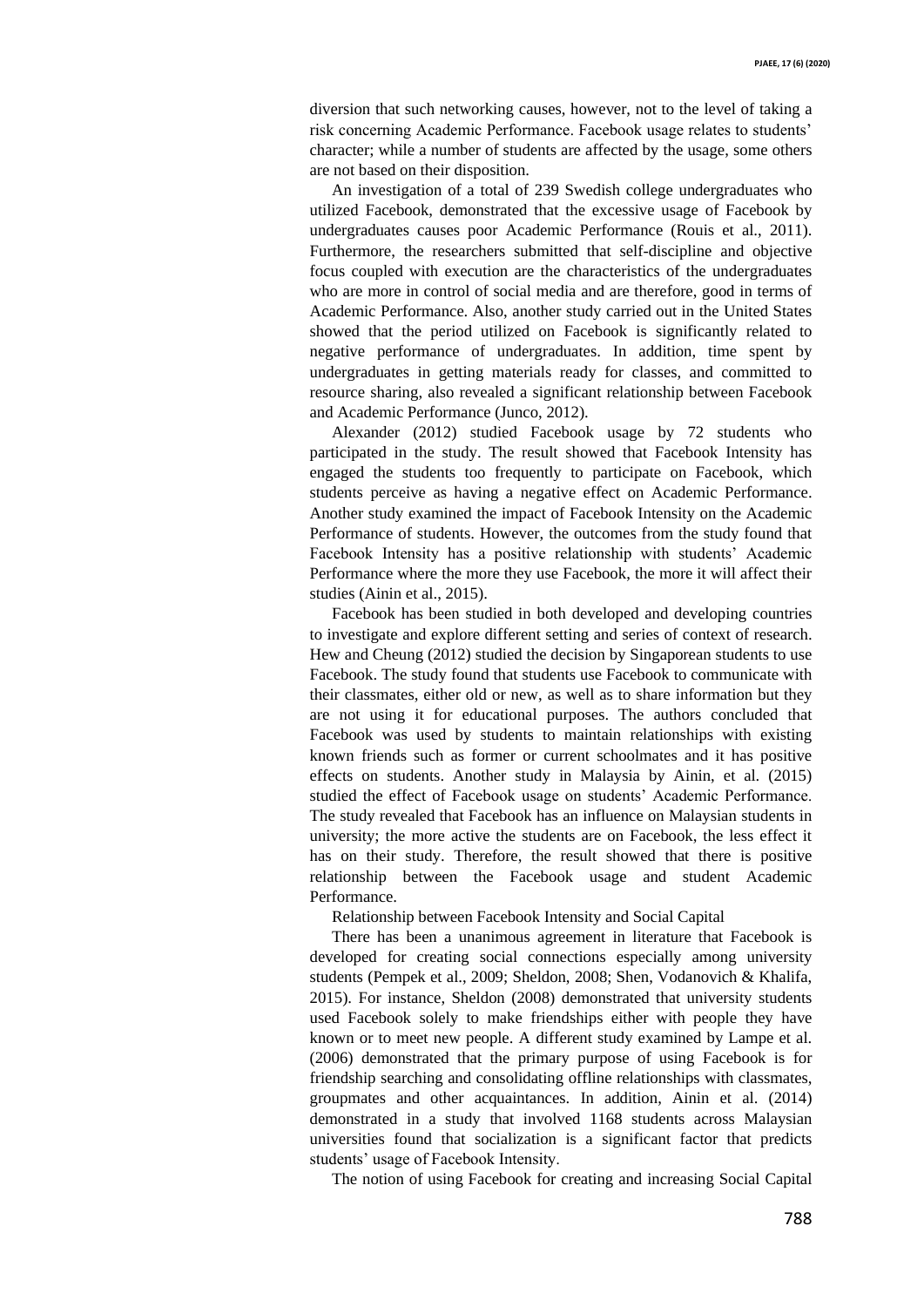diversion that such networking causes, however, not to the level of taking a risk concerning Academic Performance. Facebook usage relates to students' character; while a number of students are affected by the usage, some others are not based on their disposition.

An investigation of a total of 239 Swedish college undergraduates who utilized Facebook, demonstrated that the excessive usage of Facebook by undergraduates causes poor Academic Performance (Rouis et al., 2011). Furthermore, the researchers submitted that self-discipline and objective focus coupled with execution are the characteristics of the undergraduates who are more in control of social media and are therefore, good in terms of Academic Performance. Also, another study carried out in the United States showed that the period utilized on Facebook is significantly related to negative performance of undergraduates. In addition, time spent by undergraduates in getting materials ready for classes, and committed to resource sharing, also revealed a significant relationship between Facebook and Academic Performance (Junco, 2012).

Alexander (2012) studied Facebook usage by 72 students who participated in the study. The result showed that Facebook Intensity has engaged the students too frequently to participate on Facebook, which students perceive as having a negative effect on Academic Performance. Another study examined the impact of Facebook Intensity on the Academic Performance of students. However, the outcomes from the study found that Facebook Intensity has a positive relationship with students' Academic Performance where the more they use Facebook, the more it will affect their studies (Ainin et al., 2015).

Facebook has been studied in both developed and developing countries to investigate and explore different setting and series of context of research. Hew and Cheung (2012) studied the decision by Singaporean students to use Facebook. The study found that students use Facebook to communicate with their classmates, either old or new, as well as to share information but they are not using it for educational purposes. The authors concluded that Facebook was used by students to maintain relationships with existing known friends such as former or current schoolmates and it has positive effects on students. Another study in Malaysia by Ainin, et al. (2015) studied the effect of Facebook usage on students' Academic Performance. The study revealed that Facebook has an influence on Malaysian students in university; the more active the students are on Facebook, the less effect it has on their study. Therefore, the result showed that there is positive relationship between the Facebook usage and student Academic Performance.

Relationship between Facebook Intensity and Social Capital

There has been a unanimous agreement in literature that Facebook is developed for creating social connections especially among university students (Pempek et al., 2009; Sheldon, 2008; Shen, Vodanovich & Khalifa, 2015). For instance, Sheldon (2008) demonstrated that university students used Facebook solely to make friendships either with people they have known or to meet new people. A different study examined by Lampe et al. (2006) demonstrated that the primary purpose of using Facebook is for friendship searching and consolidating offline relationships with classmates, groupmates and other acquaintances. In addition, Ainin et al. (2014) demonstrated in a study that involved 1168 students across Malaysian universities found that socialization is a significant factor that predicts students' usage of Facebook Intensity.

The notion of using Facebook for creating and increasing Social Capital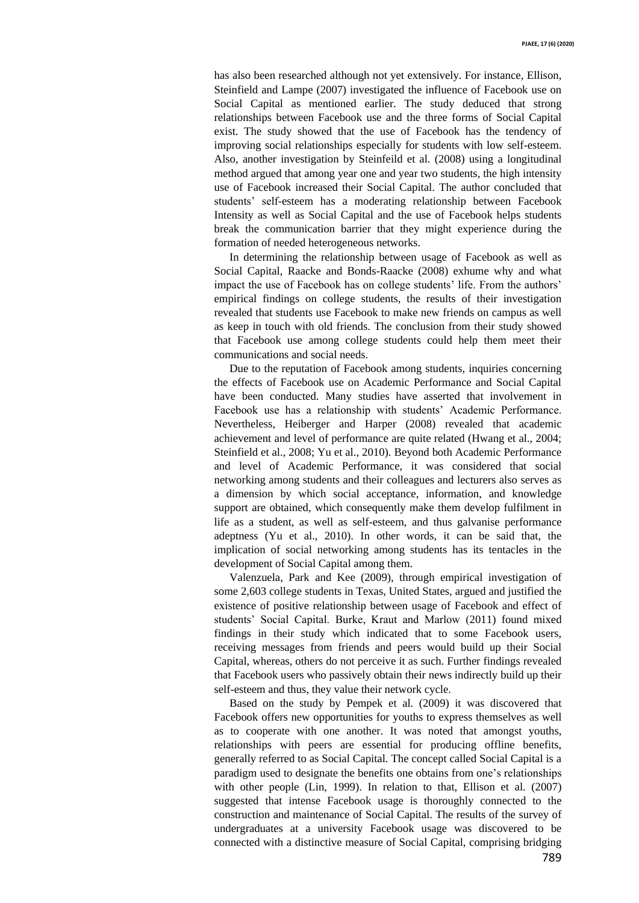has also been researched although not yet extensively. For instance, Ellison, Steinfield and Lampe (2007) investigated the influence of Facebook use on Social Capital as mentioned earlier. The study deduced that strong relationships between Facebook use and the three forms of Social Capital exist. The study showed that the use of Facebook has the tendency of improving social relationships especially for students with low self-esteem. Also, another investigation by Steinfeild et al. (2008) using a longitudinal method argued that among year one and year two students, the high intensity use of Facebook increased their Social Capital. The author concluded that students' self-esteem has a moderating relationship between Facebook Intensity as well as Social Capital and the use of Facebook helps students break the communication barrier that they might experience during the formation of needed heterogeneous networks.

In determining the relationship between usage of Facebook as well as Social Capital, Raacke and Bonds-Raacke (2008) exhume why and what impact the use of Facebook has on college students' life. From the authors' empirical findings on college students, the results of their investigation revealed that students use Facebook to make new friends on campus as well as keep in touch with old friends. The conclusion from their study showed that Facebook use among college students could help them meet their communications and social needs.

Due to the reputation of Facebook among students, inquiries concerning the effects of Facebook use on Academic Performance and Social Capital have been conducted. Many studies have asserted that involvement in Facebook use has a relationship with students' Academic Performance. Nevertheless, Heiberger and Harper (2008) revealed that academic achievement and level of performance are quite related (Hwang et al., 2004; Steinfield et al., 2008; Yu et al., 2010). Beyond both Academic Performance and level of Academic Performance, it was considered that social networking among students and their colleagues and lecturers also serves as a dimension by which social acceptance, information, and knowledge support are obtained, which consequently make them develop fulfilment in life as a student, as well as self-esteem, and thus galvanise performance adeptness (Yu et al., 2010). In other words, it can be said that, the implication of social networking among students has its tentacles in the development of Social Capital among them.

Valenzuela, Park and Kee (2009), through empirical investigation of some 2,603 college students in Texas, United States, argued and justified the existence of positive relationship between usage of Facebook and effect of students' Social Capital. Burke, Kraut and Marlow (2011) found mixed findings in their study which indicated that to some Facebook users, receiving messages from friends and peers would build up their Social Capital, whereas, others do not perceive it as such. Further findings revealed that Facebook users who passively obtain their news indirectly build up their self-esteem and thus, they value their network cycle.

Based on the study by Pempek et al. (2009) it was discovered that Facebook offers new opportunities for youths to express themselves as well as to cooperate with one another. It was noted that amongst youths, relationships with peers are essential for producing offline benefits, generally referred to as Social Capital. The concept called Social Capital is a paradigm used to designate the benefits one obtains from one's relationships with other people (Lin, 1999). In relation to that, Ellison et al. (2007) suggested that intense Facebook usage is thoroughly connected to the construction and maintenance of Social Capital. The results of the survey of undergraduates at a university Facebook usage was discovered to be connected with a distinctive measure of Social Capital, comprising bridging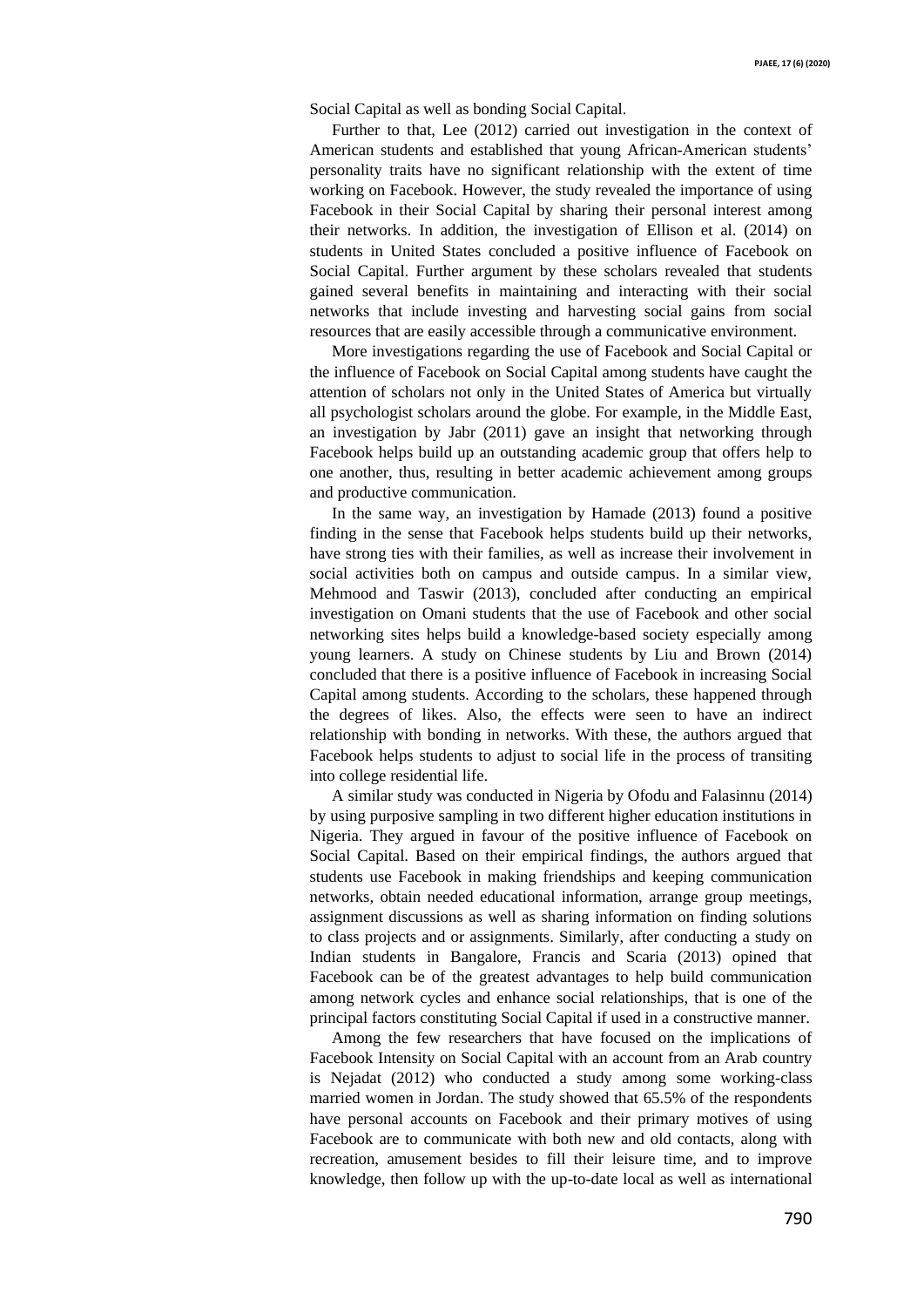Social Capital as well as bonding Social Capital.

Further to that, Lee (2012) carried out investigation in the context of American students and established that young African-American students' personality traits have no significant relationship with the extent of time working on Facebook. However, the study revealed the importance of using Facebook in their Social Capital by sharing their personal interest among their networks. In addition, the investigation of Ellison et al. (2014) on students in United States concluded a positive influence of Facebook on Social Capital. Further argument by these scholars revealed that students gained several benefits in maintaining and interacting with their social networks that include investing and harvesting social gains from social resources that are easily accessible through a communicative environment.

More investigations regarding the use of Facebook and Social Capital or the influence of Facebook on Social Capital among students have caught the attention of scholars not only in the United States of America but virtually all psychologist scholars around the globe. For example, in the Middle East, an investigation by Jabr (2011) gave an insight that networking through Facebook helps build up an outstanding academic group that offers help to one another, thus, resulting in better academic achievement among groups and productive communication.

In the same way, an investigation by Hamade (2013) found a positive finding in the sense that Facebook helps students build up their networks, have strong ties with their families, as well as increase their involvement in social activities both on campus and outside campus. In a similar view, Mehmood and Taswir (2013), concluded after conducting an empirical investigation on Omani students that the use of Facebook and other social networking sites helps build a knowledge-based society especially among young learners. A study on Chinese students by Liu and Brown (2014) concluded that there is a positive influence of Facebook in increasing Social Capital among students. According to the scholars, these happened through the degrees of likes. Also, the effects were seen to have an indirect relationship with bonding in networks. With these, the authors argued that Facebook helps students to adjust to social life in the process of transiting into college residential life.

A similar study was conducted in Nigeria by Ofodu and Falasinnu (2014) by using purposive sampling in two different higher education institutions in Nigeria. They argued in favour of the positive influence of Facebook on Social Capital. Based on their empirical findings, the authors argued that students use Facebook in making friendships and keeping communication networks, obtain needed educational information, arrange group meetings, assignment discussions as well as sharing information on finding solutions to class projects and or assignments. Similarly, after conducting a study on Indian students in Bangalore, Francis and Scaria (2013) opined that Facebook can be of the greatest advantages to help build communication among network cycles and enhance social relationships, that is one of the principal factors constituting Social Capital if used in a constructive manner.

Among the few researchers that have focused on the implications of Facebook Intensity on Social Capital with an account from an Arab country is Nejadat (2012) who conducted a study among some working-class married women in Jordan. The study showed that 65.5% of the respondents have personal accounts on Facebook and their primary motives of using Facebook are to communicate with both new and old contacts, along with recreation, amusement besides to fill their leisure time, and to improve knowledge, then follow up with the up-to-date local as well as international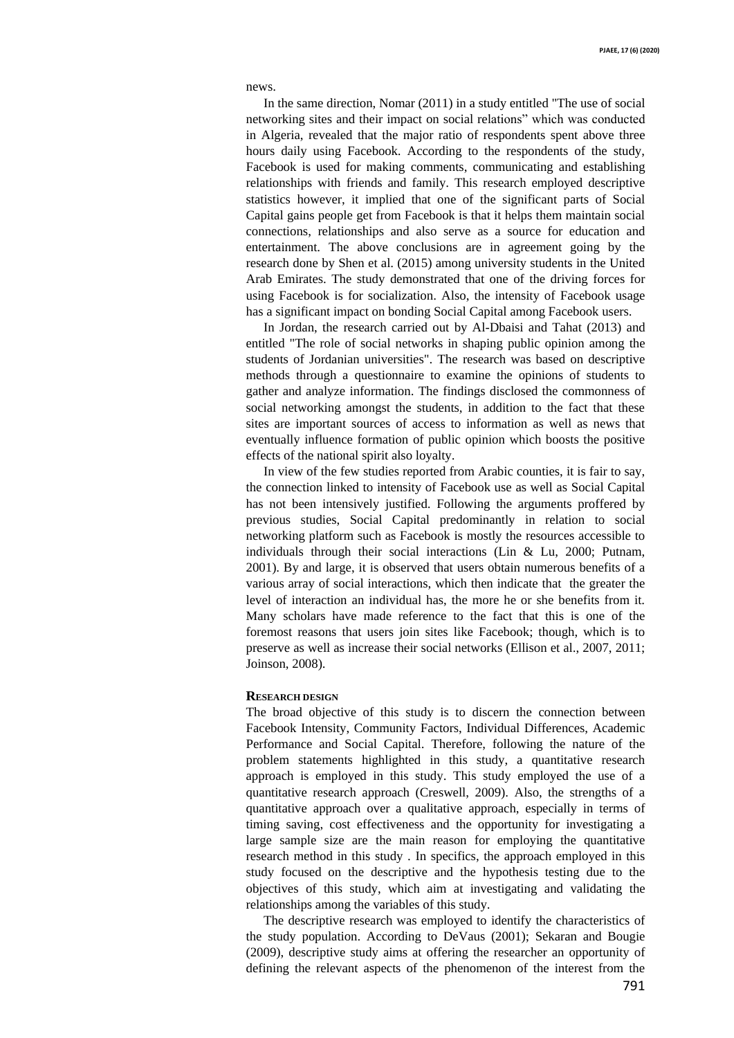news.

In the same direction, Nomar (2011) in a study entitled "The use of social networking sites and their impact on social relations" which was conducted in Algeria, revealed that the major ratio of respondents spent above three hours daily using Facebook. According to the respondents of the study, Facebook is used for making comments, communicating and establishing relationships with friends and family. This research employed descriptive statistics however, it implied that one of the significant parts of Social Capital gains people get from Facebook is that it helps them maintain social connections, relationships and also serve as a source for education and entertainment. The above conclusions are in agreement going by the research done by Shen et al. (2015) among university students in the United Arab Emirates. The study demonstrated that one of the driving forces for using Facebook is for socialization. Also, the intensity of Facebook usage has a significant impact on bonding Social Capital among Facebook users.

In Jordan, the research carried out by Al-Dbaisi and Tahat (2013) and entitled "The role of social networks in shaping public opinion among the students of Jordanian universities". The research was based on descriptive methods through a questionnaire to examine the opinions of students to gather and analyze information. The findings disclosed the commonness of social networking amongst the students, in addition to the fact that these sites are important sources of access to information as well as news that eventually influence formation of public opinion which boosts the positive effects of the national spirit also loyalty.

In view of the few studies reported from Arabic counties, it is fair to say, the connection linked to intensity of Facebook use as well as Social Capital has not been intensively justified. Following the arguments proffered by previous studies, Social Capital predominantly in relation to social networking platform such as Facebook is mostly the resources accessible to individuals through their social interactions (Lin & Lu, 2000; Putnam, 2001). By and large, it is observed that users obtain numerous benefits of a various array of social interactions, which then indicate that the greater the level of interaction an individual has, the more he or she benefits from it. Many scholars have made reference to the fact that this is one of the foremost reasons that users join sites like Facebook; though, which is to preserve as well as increase their social networks (Ellison et al., 2007, 2011; Joinson, 2008).

## RESEARCH DESIGN

The broad objective of this study is to discern the connection between Facebook Intensity, Community Factors, Individual Differences, Academic Performance and Social Capital. Therefore, following the nature of the problem statements highlighted in this study, a quantitative research approach is employed in this study. This study employed the use of a quantitative research approach (Creswell, 2009). Also, the strengths of a quantitative approach over a qualitative approach, especially in terms of timing saving, cost effectiveness and the opportunity for investigating a large sample size are the main reason for employing the quantitative research method in this study . In specifics, the approach employed in this study focused on the descriptive and the hypothesis testing due to the objectives of this study, which aim at investigating and validating the relationships among the variables of this study.

The descriptive research was employed to identify the characteristics of the study population. According to DeVaus (2001); Sekaran and Bougie (2009), descriptive study aims at offering the researcher an opportunity of defining the relevant aspects of the phenomenon of the interest from the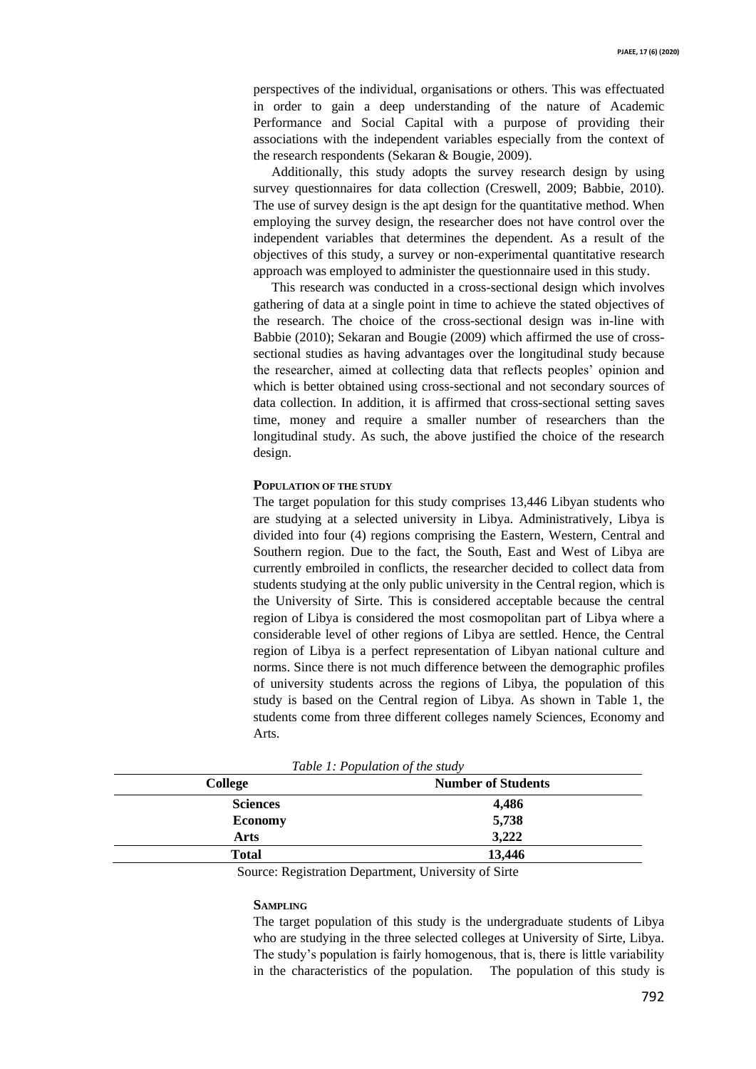perspectives of the individual, organisations or others. This was effectuated in order to gain a deep understanding of the nature of Academic Performance and Social Capital with a purpose of providing their associations with the independent variables especially from the context of the research respondents (Sekaran & Bougie, 2009).

Additionally, this study adopts the survey research design by using survey questionnaires for data collection (Creswell, 2009; Babbie, 2010). The use of survey design is the apt design for the quantitative method. When employing the survey design, the researcher does not have control over the independent variables that determines the dependent. As a result of the objectives of this study, a survey or non-experimental quantitative research approach was employed to administer the questionnaire used in this study.

This research was conducted in a cross-sectional design which involves gathering of data at a single point in time to achieve the stated objectives of the research. The choice of the cross-sectional design was in-line with Babbie (2010); Sekaran and Bougie (2009) which affirmed the use of cross-sectional studies as having advantages over the longitudinal study because the researcher, aimed at collecting data that reflects peoples' opinion and which is better obtained using cross-sectional and not secondary sources of data collection. In addition, it is affirmed that cross-sectional setting saves time, money and require a smaller number of researchers than the longitudinal study. As such, the above justified the choice of the research design.

### Population of the study

The target population for this study comprises 13,446 Libyan students who are studying at a selected university in Libya. Administratively, Libya is divided into four (4) regions comprising the Eastern, Western, Central and Southern region. Due to the fact, the South, East and West of Libya are currently embroiled in conflicts, the researcher decided to collect data from students studying at the only public university in the Central region, which is the University of Sirte. This is considered acceptable because the central region of Libya is considered the most cosmopolitan part of Libya where a considerable level of other regions of Libya are settled. Hence, the Central region of Libya is a perfect representation of Libyan national culture and norms. Since there is not much difference between the demographic profiles of university students across the regions of Libya, the population of this study is based on the Central region of Libya. As shown in Table 1, the students come from three different colleges namely Sciences, Economy and Arts.

*Table 1: Population of the study*

| College | Number of Students |
|---|---|
| **Sciences** | **4,486** |
| **Economy** | **5,738** |
| **Arts** | **3,222** |
| **Total** | **13,446** |

Source: Registration Department, University of Sirte

### Sampling

The target population of this study is the undergraduate students of Libya who are studying in the three selected colleges at University of Sirte, Libya. The study's population is fairly homogenous, that is, there is little variability in the characteristics of the population. The population of this study is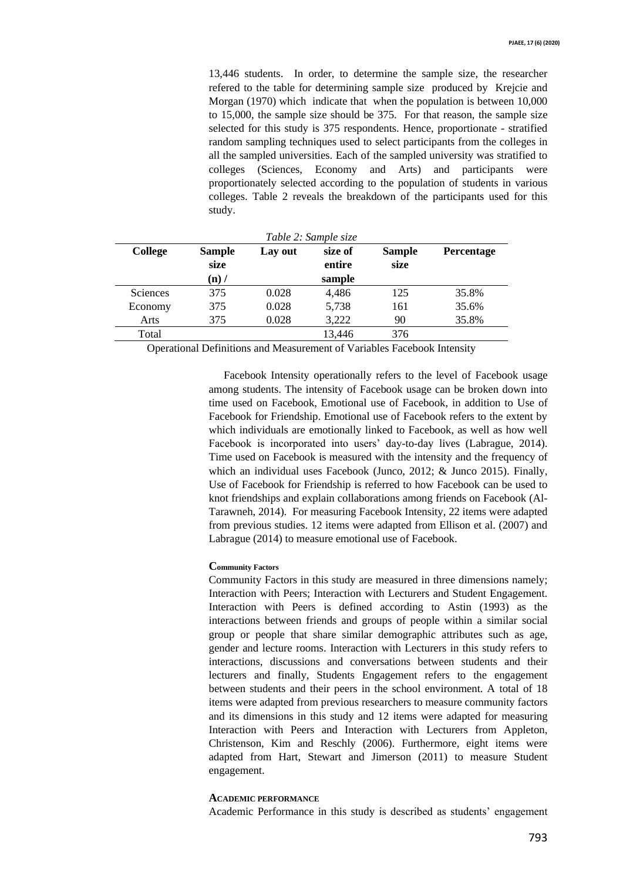13,446 students. In order, to determine the sample size, the researcher refered to the table for determining sample size produced by Krejcie and Morgan (1970) which indicate that when the population is between 10,000 to 15,000, the sample size should be 375. For that reason, the sample size selected for this study is 375 respondents. Hence, proportionate - stratified random sampling techniques used to select participants from the colleges in all the sampled universities. Each of the sampled university was stratified to colleges (Sciences, Economy and Arts) and participants were proportionately selected according to the population of students in various colleges. Table 2 reveals the breakdown of the participants used for this study.

*Table 2: Sample size*

| College | Sample size (n) / | Lay out | size of entire sample | Sample size | Percentage |
|---|---|---|---|---|---|
| Sciences | 375 | 0.028 | 4,486 | 125 | 35.8% |
| Economy | 375 | 0.028 | 5,738 | 161 | 35.6% |
| Arts | 375 | 0.028 | 3,222 | 90 | 35.8% |
| Total | | | 13,446 | 376 | |

Operational Definitions and Measurement of Variables Facebook Intensity

Facebook Intensity operationally refers to the level of Facebook usage among students. The intensity of Facebook usage can be broken down into time used on Facebook, Emotional use of Facebook, in addition to Use of Facebook for Friendship. Emotional use of Facebook refers to the extent by which individuals are emotionally linked to Facebook, as well as how well Facebook is incorporated into users' day-to-day lives (Labrague, 2014). Time used on Facebook is measured with the intensity and the frequency of which an individual uses Facebook (Junco, 2012; & Junco 2015). Finally, Use of Facebook for Friendship is referred to how Facebook can be used to knot friendships and explain collaborations among friends on Facebook (Al-Tarawneh, 2014). For measuring Facebook Intensity, 22 items were adapted from previous studies. 12 items were adapted from Ellison et al. (2007) and Labrague (2014) to measure emotional use of Facebook.

#### Community Factors

Community Factors in this study are measured in three dimensions namely; Interaction with Peers; Interaction with Lecturers and Student Engagement. Interaction with Peers is defined according to Astin (1993) as the interactions between friends and groups of people within a similar social group or people that share similar demographic attributes such as age, gender and lecture rooms. Interaction with Lecturers in this study refers to interactions, discussions and conversations between students and their lecturers and finally, Students Engagement refers to the engagement between students and their peers in the school environment. A total of 18 items were adapted from previous researchers to measure community factors and its dimensions in this study and 12 items were adapted for measuring Interaction with Peers and Interaction with Lecturers from Appleton, Christenson, Kim and Reschly (2006). Furthermore, eight items were adapted from Hart, Stewart and Jimerson (2011) to measure Student engagement.

#### Academic Performance

Academic Performance in this study is described as students' engagement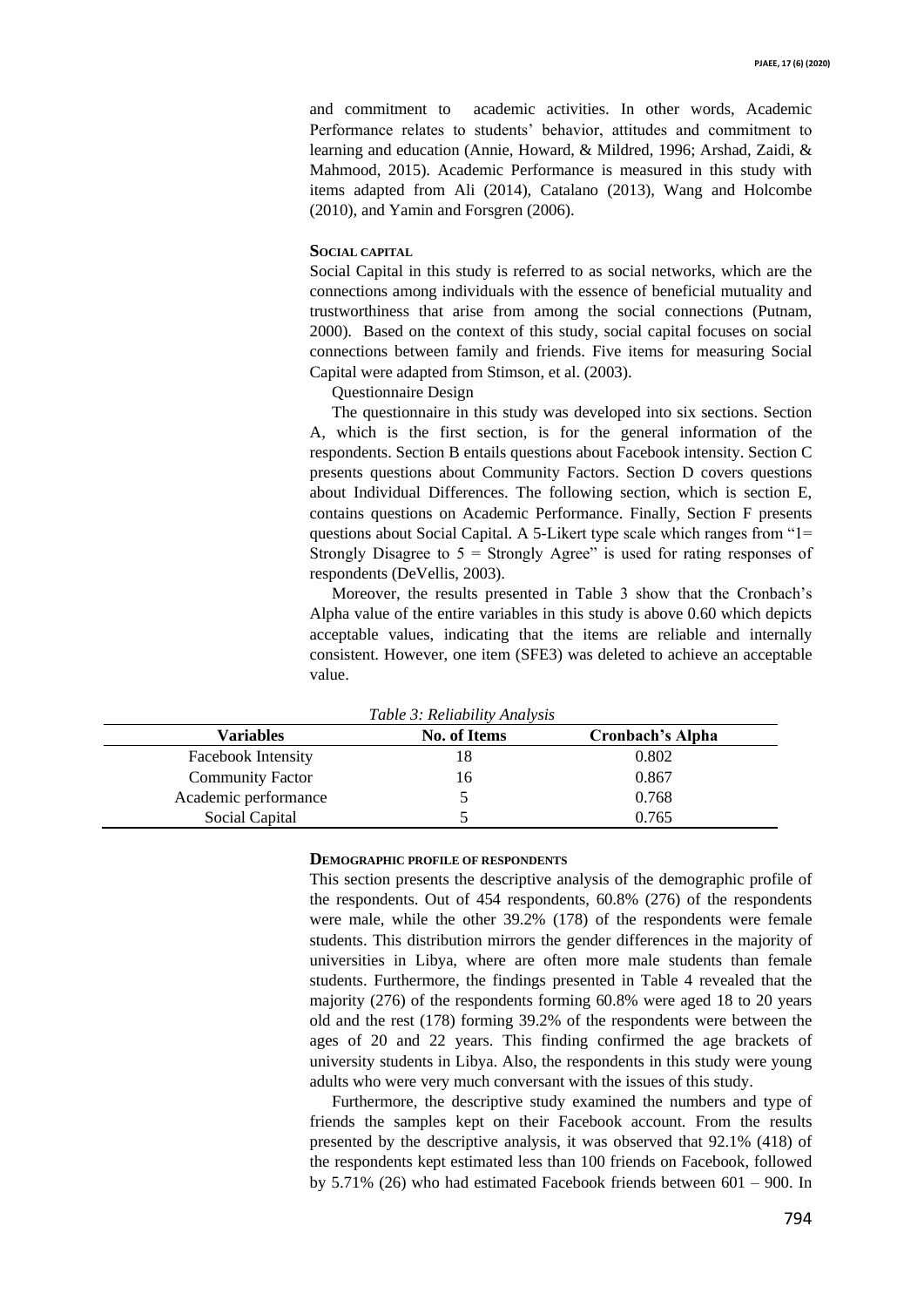and commitment to academic activities. In other words, Academic Performance relates to students' behavior, attitudes and commitment to learning and education (Annie, Howard, & Mildred, 1996; Arshad, Zaidi, & Mahmood, 2015). Academic Performance is measured in this study with items adapted from Ali (2014), Catalano (2013), Wang and Holcombe (2010), and Yamin and Forsgren (2006).

### Social capital

Social Capital in this study is referred to as social networks, which are the connections among individuals with the essence of beneficial mutuality and trustworthiness that arise from among the social connections (Putnam, 2000). Based on the context of this study, social capital focuses on social connections between family and friends. Five items for measuring Social Capital were adapted from Stimson, et al. (2003).

Questionnaire Design

The questionnaire in this study was developed into six sections. Section A, which is the first section, is for the general information of the respondents. Section B entails questions about Facebook intensity. Section C presents questions about Community Factors. Section D covers questions about Individual Differences. The following section, which is section E, contains questions on Academic Performance. Finally, Section F presents questions about Social Capital. A 5-Likert type scale which ranges from "1= Strongly Disagree to 5 = Strongly Agree" is used for rating responses of respondents (DeVellis, 2003).

Moreover, the results presented in Table 3 show that the Cronbach's Alpha value of the entire variables in this study is above 0.60 which depicts acceptable values, indicating that the items are reliable and internally consistent. However, one item (SFE3) was deleted to achieve an acceptable value.

*Table 3: Reliability Analysis*

| Variables | No. of Items | Cronbach's Alpha |
| --- | --- | --- |
| Facebook Intensity | 18 | 0.802 |
| Community Factor | 16 | 0.867 |
| Academic performance | 5 | 0.768 |
| Social Capital | 5 | 0.765 |

### Demographic profile of respondents

This section presents the descriptive analysis of the demographic profile of the respondents. Out of 454 respondents, 60.8% (276) of the respondents were male, while the other 39.2% (178) of the respondents were female students. This distribution mirrors the gender differences in the majority of universities in Libya, where are often more male students than female students. Furthermore, the findings presented in Table 4 revealed that the majority (276) of the respondents forming 60.8% were aged 18 to 20 years old and the rest (178) forming 39.2% of the respondents were between the ages of 20 and 22 years. This finding confirmed the age brackets of university students in Libya. Also, the respondents in this study were young adults who were very much conversant with the issues of this study.

Furthermore, the descriptive study examined the numbers and type of friends the samples kept on their Facebook account. From the results presented by the descriptive analysis, it was observed that 92.1% (418) of the respondents kept estimated less than 100 friends on Facebook, followed by 5.71% (26) who had estimated Facebook friends between 601 – 900. In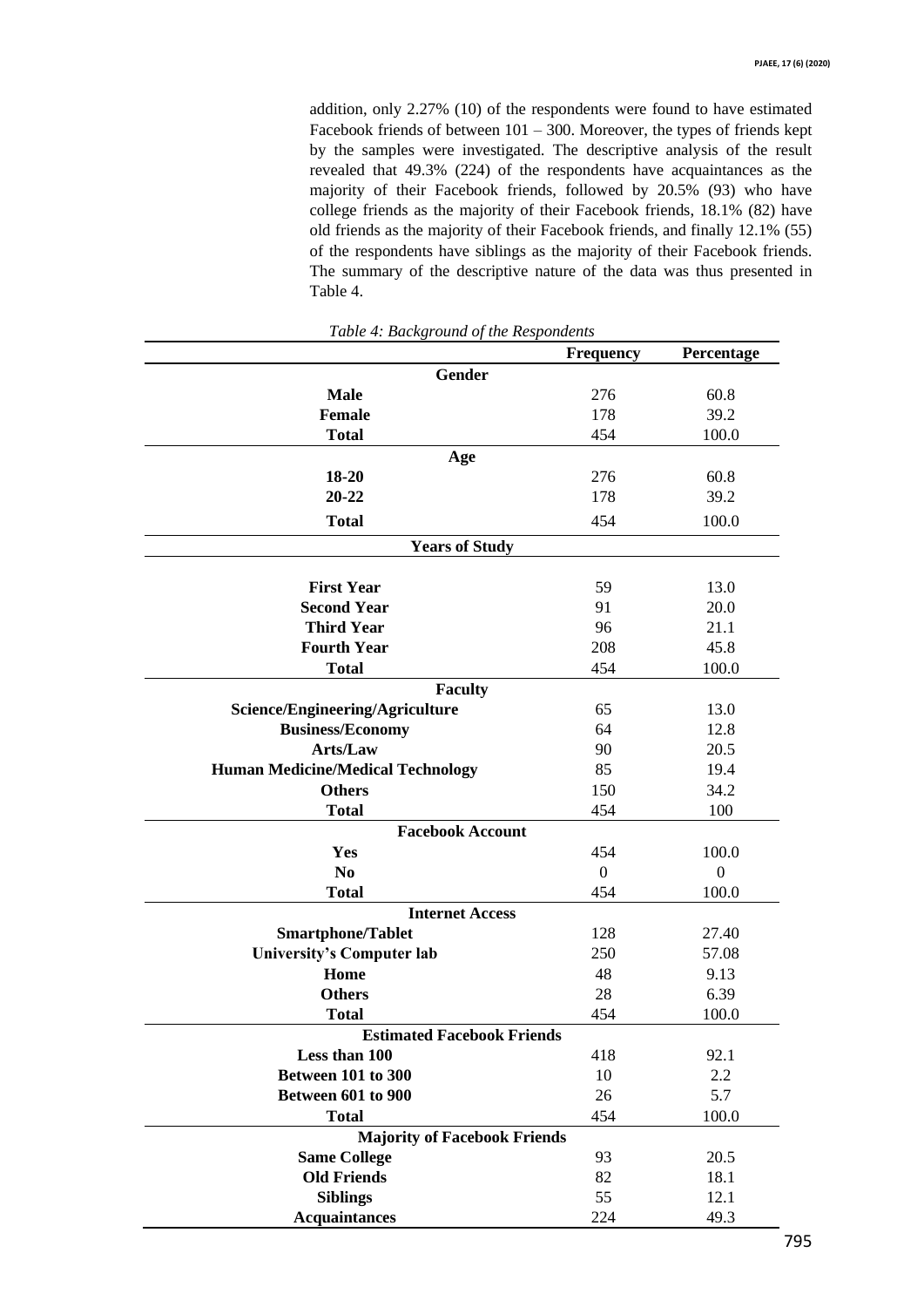addition, only 2.27% (10) of the respondents were found to have estimated Facebook friends of between 101 – 300. Moreover, the types of friends kept by the samples were investigated. The descriptive analysis of the result revealed that 49.3% (224) of the respondents have acquaintances as the majority of their Facebook friends, followed by 20.5% (93) who have college friends as the majority of their Facebook friends, 18.1% (82) have old friends as the majority of their Facebook friends, and finally 12.1% (55) of the respondents have siblings as the majority of their Facebook friends. The summary of the descriptive nature of the data was thus presented in Table 4.

*Table 4: Background of the Respondents*

| | Frequency | Percentage |
|---|---|---|
| **Gender** | | |
| **Male** | 276 | 60.8 |
| **Female** | 178 | 39.2 |
| **Total** | 454 | 100.0 |
| **Age** | | |
| **18-20** | 276 | 60.8 |
| **20-22** | 178 | 39.2 |
| **Total** | 454 | 100.0 |
| **Years of Study** | | |
| **First Year** | 59 | 13.0 |
| **Second Year** | 91 | 20.0 |
| **Third Year** | 96 | 21.1 |
| **Fourth Year** | 208 | 45.8 |
| **Total** | 454 | 100.0 |
| **Faculty** | | |
| **Science/Engineering/Agriculture** | 65 | 13.0 |
| **Business/Economy** | 64 | 12.8 |
| **Arts/Law** | 90 | 20.5 |
| **Human Medicine/Medical Technology** | 85 | 19.4 |
| **Others** | 150 | 34.2 |
| **Total** | 454 | 100 |
| **Facebook Account** | | |
| **Yes** | 454 | 100.0 |
| **No** | 0 | 0 |
| **Total** | 454 | 100.0 |
| **Internet Access** | | |
| **Smartphone/Tablet** | 128 | 27.40 |
| **University's Computer lab** | 250 | 57.08 |
| **Home** | 48 | 9.13 |
| **Others** | 28 | 6.39 |
| **Total** | 454 | 100.0 |
| **Estimated Facebook Friends** | | |
| **Less than 100** | 418 | 92.1 |
| **Between 101 to 300** | 10 | 2.2 |
| **Between 601 to 900** | 26 | 5.7 |
| **Total** | 454 | 100.0 |
| **Majority of Facebook Friends** | | |
| **Same College** | 93 | 20.5 |
| **Old Friends** | 82 | 18.1 |
| **Siblings** | 55 | 12.1 |
| **Acquaintances** | 224 | 49.3 |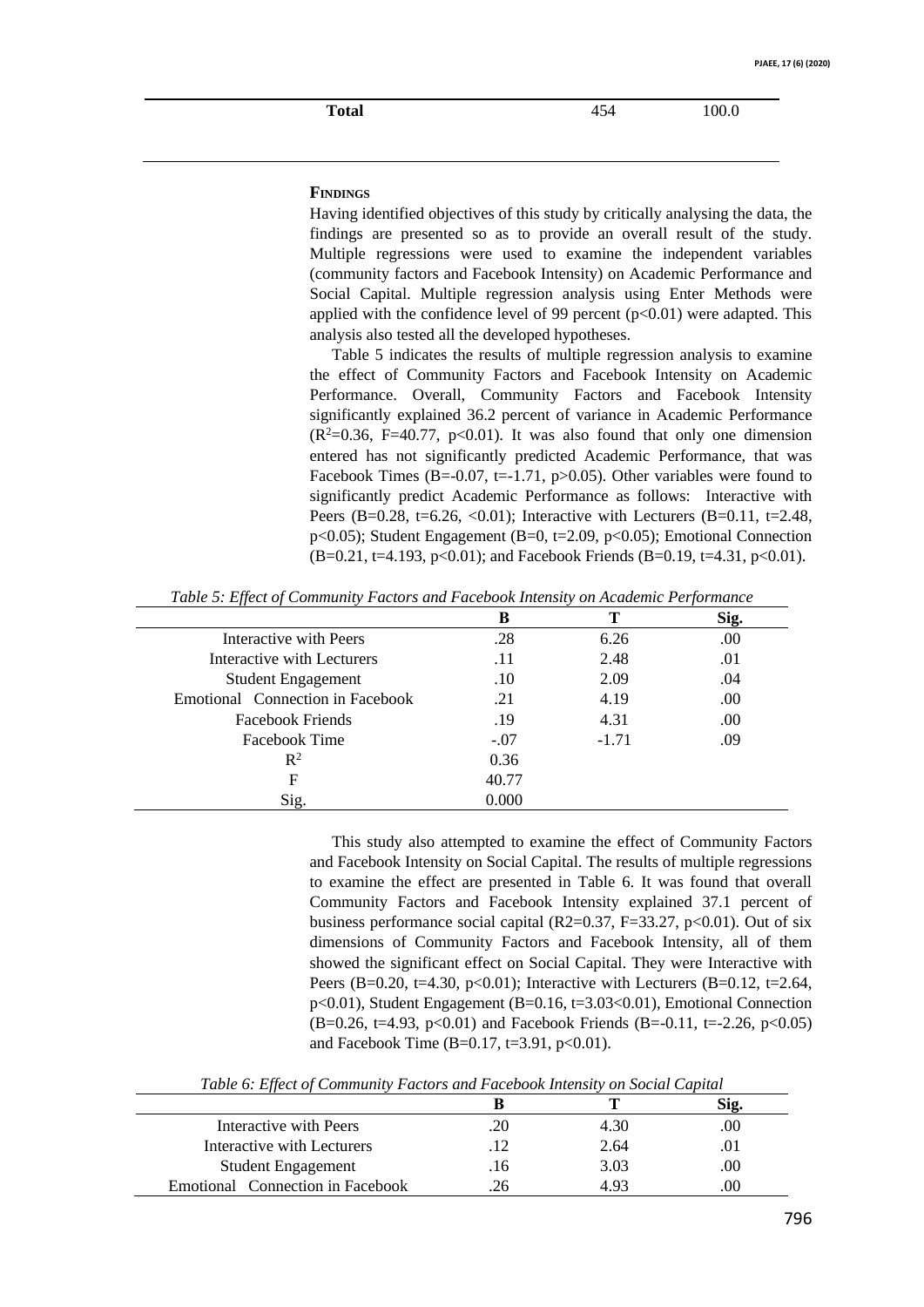| **Total** | 454 | 100.0 |
|---|---|---|

## Findings

Having identified objectives of this study by critically analysing the data, the findings are presented so as to provide an overall result of the study. Multiple regressions were used to examine the independent variables (community factors and Facebook Intensity) on Academic Performance and Social Capital. Multiple regression analysis using Enter Methods were applied with the confidence level of 99 percent ($p<0.01$) were adapted. This analysis also tested all the developed hypotheses.

Table 5 indicates the results of multiple regression analysis to examine the effect of Community Factors and Facebook Intensity on Academic Performance. Overall, Community Factors and Facebook Intensity significantly explained 36.2 percent of variance in Academic Performance ($R^2=0.36$, F=40.77, $p<0.01$). It was also found that only one dimension entered has not significantly predicted Academic Performance, that was Facebook Times (B=-0.07, t=-1.71, $p>0.05$). Other variables were found to significantly predict Academic Performance as follows: Interactive with Peers (B=0.28, t=6.26, <0.01); Interactive with Lecturers (B=0.11, t=2.48, $p<0.05$); Student Engagement (B=0, t=2.09, $p<0.05$); Emotional Connection (B=0.21, t=4.193, $p<0.01$); and Facebook Friends (B=0.19, t=4.31, $p<0.01$).

*Table 5: Effect of Community Factors and Facebook Intensity on Academic Performance*

| | B | T | Sig. |
|---|---|---|---|
| Interactive with Peers | .28 | 6.26 | .00 |
| Interactive with Lecturers | .11 | 2.48 | .01 |
| Student Engagement | .10 | 2.09 | .04 |
| Emotional Connection in Facebook | .21 | 4.19 | .00 |
| Facebook Friends | .19 | 4.31 | .00 |
| Facebook Time | -.07 | -1.71 | .09 |
| $R^2$ | 0.36 | | |
| F | 40.77 | | |
| Sig. | 0.000 | | |

This study also attempted to examine the effect of Community Factors and Facebook Intensity on Social Capital. The results of multiple regressions to examine the effect are presented in Table 6. It was found that overall Community Factors and Facebook Intensity explained 37.1 percent of business performance social capital (R2=0.37, F=33.27, $p<0.01$). Out of six dimensions of Community Factors and Facebook Intensity, all of them showed the significant effect on Social Capital. They were Interactive with Peers (B=0.20, t=4.30, $p<0.01$); Interactive with Lecturers (B=0.12, t=2.64, $p<0.01$), Student Engagement (B=0.16, t=3.03<0.01), Emotional Connection (B=0.26, t=4.93, $p<0.01$) and Facebook Friends (B=-0.11, t=-2.26, $p<0.05$) and Facebook Time (B=0.17, t=3.91, $p<0.01$).

*Table 6: Effect of Community Factors and Facebook Intensity on Social Capital*

| | B | T | Sig. |
|---|---|---|---|
| Interactive with Peers | .20 | 4.30 | .00 |
| Interactive with Lecturers | .12 | 2.64 | .01 |
| Student Engagement | .16 | 3.03 | .00 |
| Emotional Connection in Facebook | .26 | 4.93 | .00 |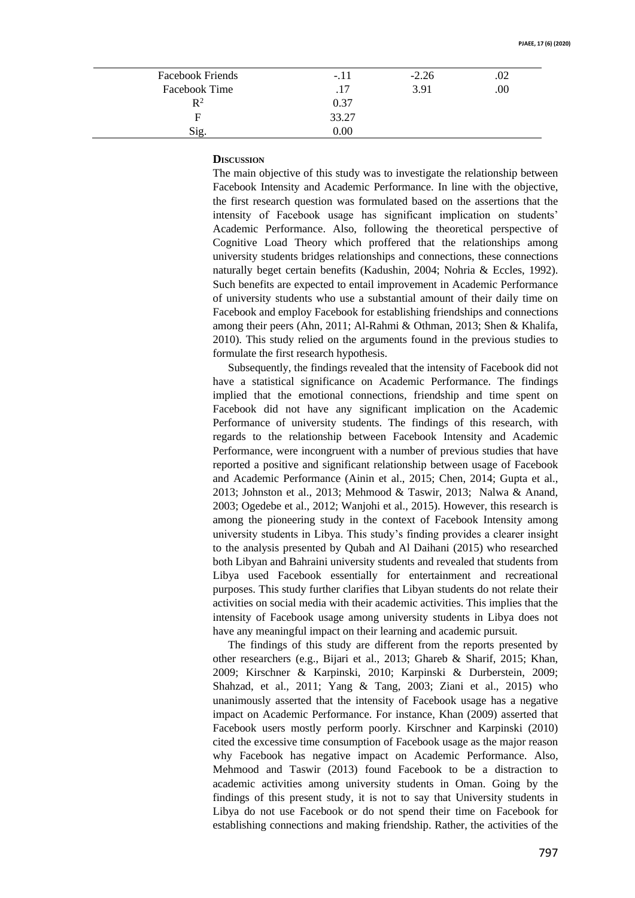| | | | |
|---|---|---|---|
| Facebook Friends | -.11 | -2.26 | .02 |
| Facebook Time | .17 | 3.91 | .00 |
| $R^2$ | 0.37 | | |
| F | 33.27 | | |
| Sig. | 0.00 | | |

## Discussion

The main objective of this study was to investigate the relationship between Facebook Intensity and Academic Performance. In line with the objective, the first research question was formulated based on the assertions that the intensity of Facebook usage has significant implication on students' Academic Performance. Also, following the theoretical perspective of Cognitive Load Theory which proffered that the relationships among university students bridges relationships and connections, these connections naturally beget certain benefits (Kadushin, 2004; Nohria & Eccles, 1992). Such benefits are expected to entail improvement in Academic Performance of university students who use a substantial amount of their daily time on Facebook and employ Facebook for establishing friendships and connections among their peers (Ahn, 2011; Al-Rahmi & Othman, 2013; Shen & Khalifa, 2010). This study relied on the arguments found in the previous studies to formulate the first research hypothesis.

Subsequently, the findings revealed that the intensity of Facebook did not have a statistical significance on Academic Performance. The findings implied that the emotional connections, friendship and time spent on Facebook did not have any significant implication on the Academic Performance of university students. The findings of this research, with regards to the relationship between Facebook Intensity and Academic Performance, were incongruent with a number of previous studies that have reported a positive and significant relationship between usage of Facebook and Academic Performance (Ainin et al., 2015; Chen, 2014; Gupta et al., 2013; Johnston et al., 2013; Mehmood & Taswir, 2013; Nalwa & Anand, 2003; Ogedebe et al., 2012; Wanjohi et al., 2015). However, this research is among the pioneering study in the context of Facebook Intensity among university students in Libya. This study's finding provides a clearer insight to the analysis presented by Qubah and Al Daihani (2015) who researched both Libyan and Bahraini university students and revealed that students from Libya used Facebook essentially for entertainment and recreational purposes. This study further clarifies that Libyan students do not relate their activities on social media with their academic activities. This implies that the intensity of Facebook usage among university students in Libya does not have any meaningful impact on their learning and academic pursuit.

The findings of this study are different from the reports presented by other researchers (e.g., Bijari et al., 2013; Ghareb & Sharif, 2015; Khan, 2009; Kirschner & Karpinski, 2010; Karpinski & Durberstein, 2009; Shahzad, et al., 2011; Yang & Tang, 2003; Ziani et al., 2015) who unanimously asserted that the intensity of Facebook usage has a negative impact on Academic Performance. For instance, Khan (2009) asserted that Facebook users mostly perform poorly. Kirschner and Karpinski (2010) cited the excessive time consumption of Facebook usage as the major reason why Facebook has negative impact on Academic Performance. Also, Mehmood and Taswir (2013) found Facebook to be a distraction to academic activities among university students in Oman. Going by the findings of this present study, it is not to say that University students in Libya do not use Facebook or do not spend their time on Facebook for establishing connections and making friendship. Rather, the activities of the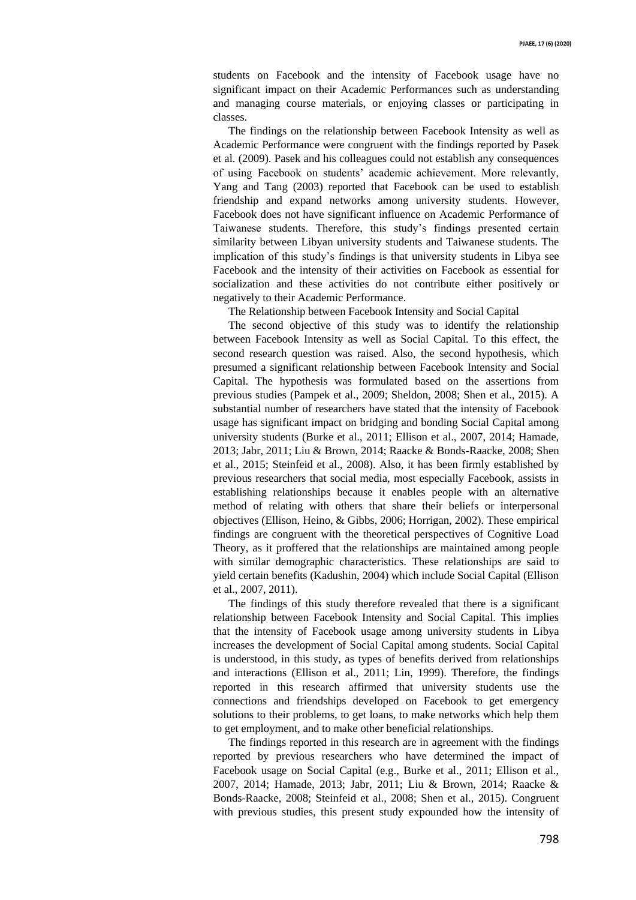students on Facebook and the intensity of Facebook usage have no significant impact on their Academic Performances such as understanding and managing course materials, or enjoying classes or participating in classes.

The findings on the relationship between Facebook Intensity as well as Academic Performance were congruent with the findings reported by Pasek et al. (2009). Pasek and his colleagues could not establish any consequences of using Facebook on students' academic achievement. More relevantly, Yang and Tang (2003) reported that Facebook can be used to establish friendship and expand networks among university students. However, Facebook does not have significant influence on Academic Performance of Taiwanese students. Therefore, this study's findings presented certain similarity between Libyan university students and Taiwanese students. The implication of this study's findings is that university students in Libya see Facebook and the intensity of their activities on Facebook as essential for socialization and these activities do not contribute either positively or negatively to their Academic Performance.

The Relationship between Facebook Intensity and Social Capital

The second objective of this study was to identify the relationship between Facebook Intensity as well as Social Capital. To this effect, the second research question was raised. Also, the second hypothesis, which presumed a significant relationship between Facebook Intensity and Social Capital. The hypothesis was formulated based on the assertions from previous studies (Pampek et al., 2009; Sheldon, 2008; Shen et al., 2015). A substantial number of researchers have stated that the intensity of Facebook usage has significant impact on bridging and bonding Social Capital among university students (Burke et al., 2011; Ellison et al., 2007, 2014; Hamade, 2013; Jabr, 2011; Liu & Brown, 2014; Raacke & Bonds-Raacke, 2008; Shen et al., 2015; Steinfeid et al., 2008). Also, it has been firmly established by previous researchers that social media, most especially Facebook, assists in establishing relationships because it enables people with an alternative method of relating with others that share their beliefs or interpersonal objectives (Ellison, Heino, & Gibbs, 2006; Horrigan, 2002). These empirical findings are congruent with the theoretical perspectives of Cognitive Load Theory, as it proffered that the relationships are maintained among people with similar demographic characteristics. These relationships are said to yield certain benefits (Kadushin, 2004) which include Social Capital (Ellison et al., 2007, 2011).

The findings of this study therefore revealed that there is a significant relationship between Facebook Intensity and Social Capital. This implies that the intensity of Facebook usage among university students in Libya increases the development of Social Capital among students. Social Capital is understood, in this study, as types of benefits derived from relationships and interactions (Ellison et al., 2011; Lin, 1999). Therefore, the findings reported in this research affirmed that university students use the connections and friendships developed on Facebook to get emergency solutions to their problems, to get loans, to make networks which help them to get employment, and to make other beneficial relationships.

The findings reported in this research are in agreement with the findings reported by previous researchers who have determined the impact of Facebook usage on Social Capital (e.g., Burke et al., 2011; Ellison et al., 2007, 2014; Hamade, 2013; Jabr, 2011; Liu & Brown, 2014; Raacke & Bonds-Raacke, 2008; Steinfeid et al., 2008; Shen et al., 2015). Congruent with previous studies, this present study expounded how the intensity of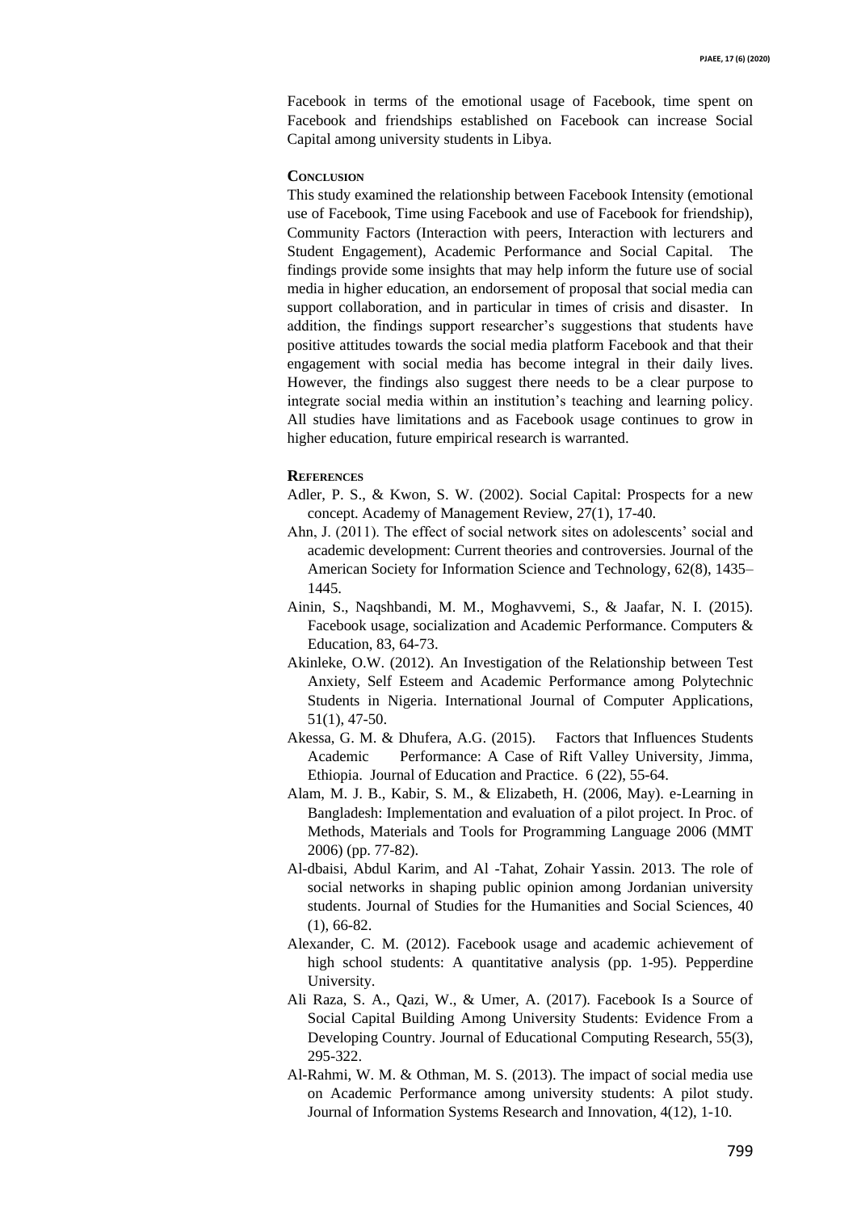Facebook in terms of the emotional usage of Facebook, time spent on Facebook and friendships established on Facebook can increase Social Capital among university students in Libya.

## Conclusion

This study examined the relationship between Facebook Intensity (emotional use of Facebook, Time using Facebook and use of Facebook for friendship), Community Factors (Interaction with peers, Interaction with lecturers and Student Engagement), Academic Performance and Social Capital. The findings provide some insights that may help inform the future use of social media in higher education, an endorsement of proposal that social media can support collaboration, and in particular in times of crisis and disaster. In addition, the findings support researcher's suggestions that students have positive attitudes towards the social media platform Facebook and that their engagement with social media has become integral in their daily lives. However, the findings also suggest there needs to be a clear purpose to integrate social media within an institution's teaching and learning policy. All studies have limitations and as Facebook usage continues to grow in higher education, future empirical research is warranted.

## References

Adler, P. S., & Kwon, S. W. (2002). Social Capital: Prospects for a new concept. Academy of Management Review, 27(1), 17-40.

Ahn, J. (2011). The effect of social network sites on adolescents' social and academic development: Current theories and controversies. Journal of the American Society for Information Science and Technology, 62(8), 1435–1445.

Ainin, S., Naqshbandi, M. M., Moghavvemi, S., & Jaafar, N. I. (2015). Facebook usage, socialization and Academic Performance. Computers & Education, 83, 64-73.

Akinleke, O.W. (2012). An Investigation of the Relationship between Test Anxiety, Self Esteem and Academic Performance among Polytechnic Students in Nigeria. International Journal of Computer Applications, 51(1), 47-50.

Akessa, G. M. & Dhufera, A.G. (2015). Factors that Influences Students Academic Performance: A Case of Rift Valley University, Jimma, Ethiopia. Journal of Education and Practice. 6 (22), 55-64.

Alam, M. J. B., Kabir, S. M., & Elizabeth, H. (2006, May). e-Learning in Bangladesh: Implementation and evaluation of a pilot project. In Proc. of Methods, Materials and Tools for Programming Language 2006 (MMT 2006) (pp. 77-82).

Al-dbaisi, Abdul Karim, and Al -Tahat, Zohair Yassin. 2013. The role of social networks in shaping public opinion among Jordanian university students. Journal of Studies for the Humanities and Social Sciences, 40 (1), 66-82.

Alexander, C. M. (2012). Facebook usage and academic achievement of high school students: A quantitative analysis (pp. 1-95). Pepperdine University.

Ali Raza, S. A., Qazi, W., & Umer, A. (2017). Facebook Is a Source of Social Capital Building Among University Students: Evidence From a Developing Country. Journal of Educational Computing Research, 55(3), 295-322.

Al-Rahmi, W. M. & Othman, M. S. (2013). The impact of social media use on Academic Performance among university students: A pilot study. Journal of Information Systems Research and Innovation, 4(12), 1-10.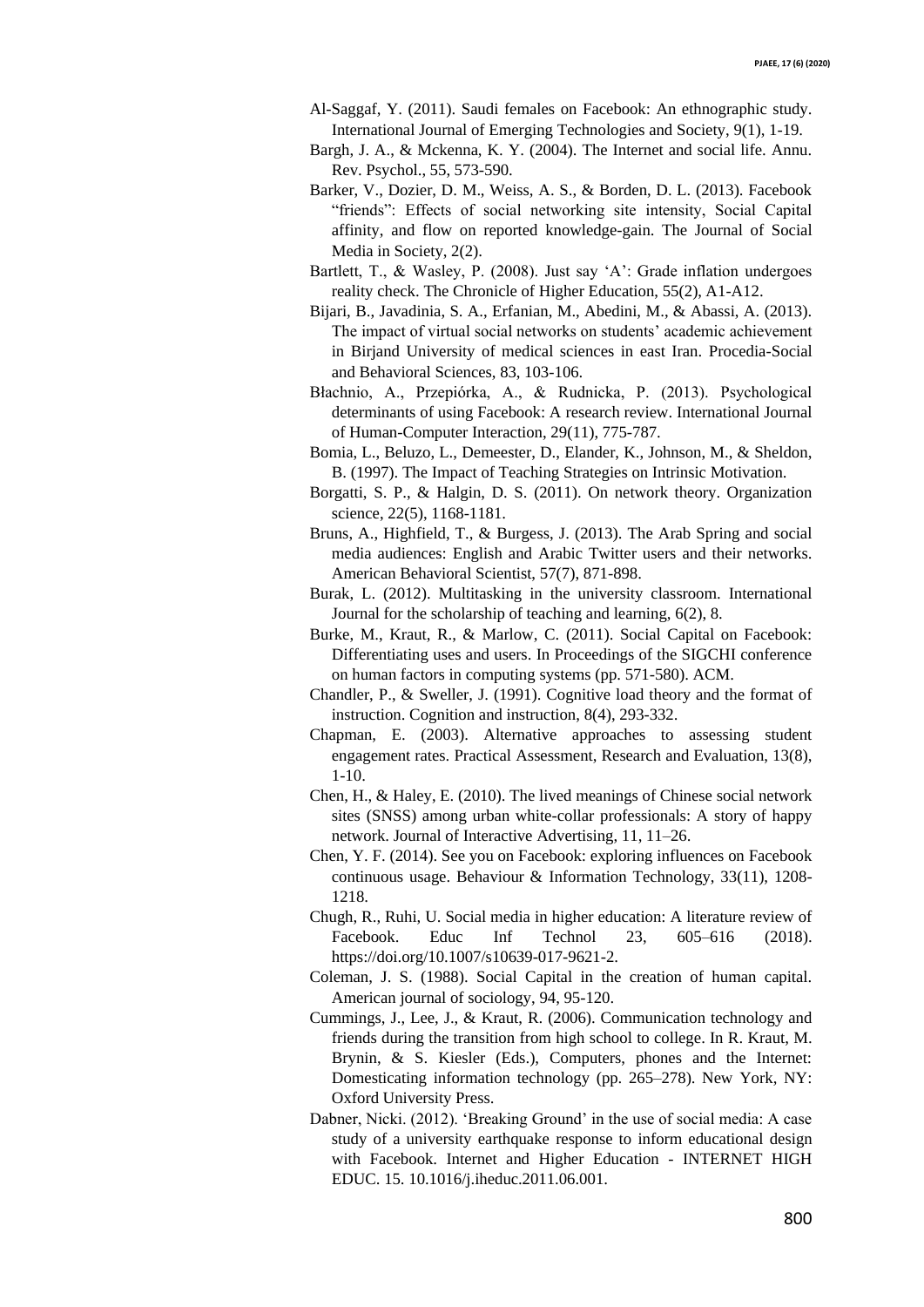Al-Saggaf, Y. (2011). Saudi females on Facebook: An ethnographic study. International Journal of Emerging Technologies and Society, 9(1), 1-19.

Bargh, J. A., & Mckenna, K. Y. (2004). The Internet and social life. Annu. Rev. Psychol., 55, 573-590.

Barker, V., Dozier, D. M., Weiss, A. S., & Borden, D. L. (2013). Facebook "friends": Effects of social networking site intensity, Social Capital affinity, and flow on reported knowledge-gain. The Journal of Social Media in Society, 2(2).

Bartlett, T., & Wasley, P. (2008). Just say 'A': Grade inflation undergoes reality check. The Chronicle of Higher Education, 55(2), A1-A12.

Bijari, B., Javadinia, S. A., Erfanian, M., Abedini, M., & Abassi, A. (2013). The impact of virtual social networks on students' academic achievement in Birjand University of medical sciences in east Iran. Procedia-Social and Behavioral Sciences, 83, 103-106.

Błachnio, A., Przepiórka, A., & Rudnicka, P. (2013). Psychological determinants of using Facebook: A research review. International Journal of Human-Computer Interaction, 29(11), 775-787.

Bomia, L., Beluzo, L., Demeester, D., Elander, K., Johnson, M., & Sheldon, B. (1997). The Impact of Teaching Strategies on Intrinsic Motivation.

Borgatti, S. P., & Halgin, D. S. (2011). On network theory. Organization science, 22(5), 1168-1181.

Bruns, A., Highfield, T., & Burgess, J. (2013). The Arab Spring and social media audiences: English and Arabic Twitter users and their networks. American Behavioral Scientist, 57(7), 871-898.

Burak, L. (2012). Multitasking in the university classroom. International Journal for the scholarship of teaching and learning, 6(2), 8.

Burke, M., Kraut, R., & Marlow, C. (2011). Social Capital on Facebook: Differentiating uses and users. In Proceedings of the SIGCHI conference on human factors in computing systems (pp. 571-580). ACM.

Chandler, P., & Sweller, J. (1991). Cognitive load theory and the format of instruction. Cognition and instruction, 8(4), 293-332.

Chapman, E. (2003). Alternative approaches to assessing student engagement rates. Practical Assessment, Research and Evaluation, 13(8), 1-10.

Chen, H., & Haley, E. (2010). The lived meanings of Chinese social network sites (SNSS) among urban white-collar professionals: A story of happy network. Journal of Interactive Advertising, 11, 11–26.

Chen, Y. F. (2014). See you on Facebook: exploring influences on Facebook continuous usage. Behaviour & Information Technology, 33(11), 1208-1218.

Chugh, R., Ruhi, U. Social media in higher education: A literature review of Facebook. Educ Inf Technol 23, 605–616 (2018). https://doi.org/10.1007/s10639-017-9621-2.

Coleman, J. S. (1988). Social Capital in the creation of human capital. American journal of sociology, 94, 95-120.

Cummings, J., Lee, J., & Kraut, R. (2006). Communication technology and friends during the transition from high school to college. In R. Kraut, M. Brynin, & S. Kiesler (Eds.), Computers, phones and the Internet: Domesticating information technology (pp. 265–278). New York, NY: Oxford University Press.

Dabner, Nicki. (2012). 'Breaking Ground' in the use of social media: A case study of a university earthquake response to inform educational design with Facebook. Internet and Higher Education - INTERNET HIGH EDUC. 15. 10.1016/j.iheduc.2011.06.001.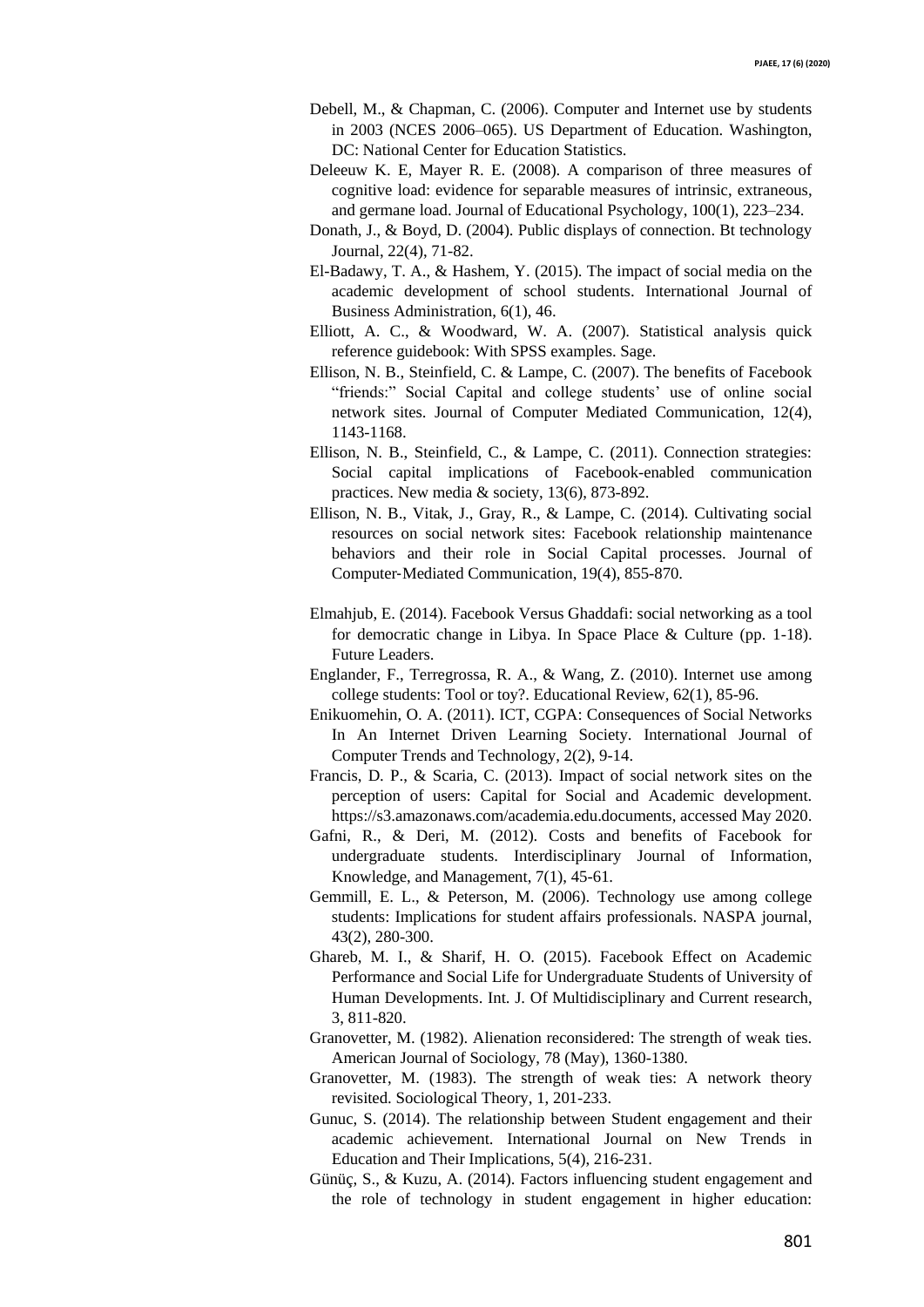Debell, M., & Chapman, C. (2006). Computer and Internet use by students in 2003 (NCES 2006–065). US Department of Education. Washington, DC: National Center for Education Statistics.

Deleeuw K. E, Mayer R. E. (2008). A comparison of three measures of cognitive load: evidence for separable measures of intrinsic, extraneous, and germane load. Journal of Educational Psychology, 100(1), 223–234.

Donath, J., & Boyd, D. (2004). Public displays of connection. Bt technology Journal, 22(4), 71-82.

El-Badawy, T. A., & Hashem, Y. (2015). The impact of social media on the academic development of school students. International Journal of Business Administration, 6(1), 46.

Elliott, A. C., & Woodward, W. A. (2007). Statistical analysis quick reference guidebook: With SPSS examples. Sage.

Ellison, N. B., Steinfield, C. & Lampe, C. (2007). The benefits of Facebook "friends:" Social Capital and college students' use of online social network sites. Journal of Computer Mediated Communication, 12(4), 1143-1168.

Ellison, N. B., Steinfield, C., & Lampe, C. (2011). Connection strategies: Social capital implications of Facebook-enabled communication practices. New media & society, 13(6), 873-892.

Ellison, N. B., Vitak, J., Gray, R., & Lampe, C. (2014). Cultivating social resources on social network sites: Facebook relationship maintenance behaviors and their role in Social Capital processes. Journal of Computer-Mediated Communication, 19(4), 855-870.

Elmahjub, E. (2014). Facebook Versus Ghaddafi: social networking as a tool for democratic change in Libya. In Space Place & Culture (pp. 1-18). Future Leaders.

Englander, F., Terregrossa, R. A., & Wang, Z. (2010). Internet use among college students: Tool or toy?. Educational Review, 62(1), 85-96.

Enikuomehin, O. A. (2011). ICT, CGPA: Consequences of Social Networks In An Internet Driven Learning Society. International Journal of Computer Trends and Technology, 2(2), 9-14.

Francis, D. P., & Scaria, C. (2013). Impact of social network sites on the perception of users: Capital for Social and Academic development. https://s3.amazonaws.com/academia.edu.documents, accessed May 2020.

Gafni, R., & Deri, M. (2012). Costs and benefits of Facebook for undergraduate students. Interdisciplinary Journal of Information, Knowledge, and Management, 7(1), 45-61.

Gemmill, E. L., & Peterson, M. (2006). Technology use among college students: Implications for student affairs professionals. NASPA journal, 43(2), 280-300.

Ghareb, M. I., & Sharif, H. O. (2015). Facebook Effect on Academic Performance and Social Life for Undergraduate Students of University of Human Developments. Int. J. Of Multidisciplinary and Current research, 3, 811-820.

Granovetter, M. (1982). Alienation reconsidered: The strength of weak ties. American Journal of Sociology, 78 (May), 1360-1380.

Granovetter, M. (1983). The strength of weak ties: A network theory revisited. Sociological Theory, 1, 201-233.

Gunuc, S. (2014). The relationship between Student engagement and their academic achievement. International Journal on New Trends in Education and Their Implications, 5(4), 216-231.

Günüç, S., & Kuzu, A. (2014). Factors influencing student engagement and the role of technology in student engagement in higher education: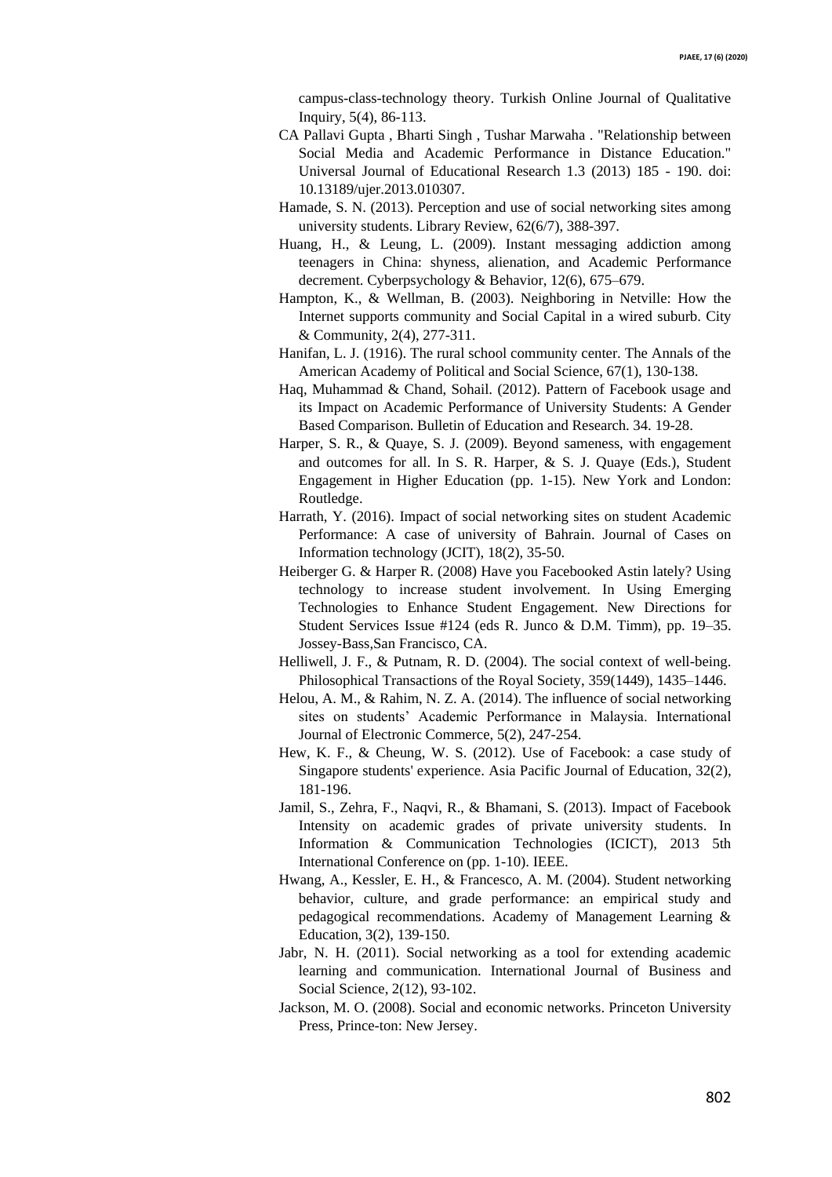campus-class-technology theory. Turkish Online Journal of Qualitative Inquiry, 5(4), 86-113.

CA Pallavi Gupta , Bharti Singh , Tushar Marwaha . "Relationship between Social Media and Academic Performance in Distance Education." Universal Journal of Educational Research 1.3 (2013) 185 - 190. doi: 10.13189/ujer.2013.010307.

Hamade, S. N. (2013). Perception and use of social networking sites among university students. Library Review, 62(6/7), 388-397.

Huang, H., & Leung, L. (2009). Instant messaging addiction among teenagers in China: shyness, alienation, and Academic Performance decrement. Cyberpsychology & Behavior, 12(6), 675–679.

Hampton, K., & Wellman, B. (2003). Neighboring in Netville: How the Internet supports community and Social Capital in a wired suburb. City & Community, 2(4), 277-311.

Hanifan, L. J. (1916). The rural school community center. The Annals of the American Academy of Political and Social Science, 67(1), 130-138.

Haq, Muhammad & Chand, Sohail. (2012). Pattern of Facebook usage and its Impact on Academic Performance of University Students: A Gender Based Comparison. Bulletin of Education and Research. 34. 19-28.

Harper, S. R., & Quaye, S. J. (2009). Beyond sameness, with engagement and outcomes for all. In S. R. Harper, & S. J. Quaye (Eds.), Student Engagement in Higher Education (pp. 1-15). New York and London: Routledge.

Harrath, Y. (2016). Impact of social networking sites on student Academic Performance: A case of university of Bahrain. Journal of Cases on Information technology (JCIT), 18(2), 35-50.

Heiberger G. & Harper R. (2008) Have you Facebooked Astin lately? Using technology to increase student involvement. In Using Emerging Technologies to Enhance Student Engagement. New Directions for Student Services Issue #124 (eds R. Junco & D.M. Timm), pp. 19–35. Jossey-Bass,San Francisco, CA.

Helliwell, J. F., & Putnam, R. D. (2004). The social context of well-being. Philosophical Transactions of the Royal Society, 359(1449), 1435–1446.

Helou, A. M., & Rahim, N. Z. A. (2014). The influence of social networking sites on students' Academic Performance in Malaysia. International Journal of Electronic Commerce, 5(2), 247-254.

Hew, K. F., & Cheung, W. S. (2012). Use of Facebook: a case study of Singapore students' experience. Asia Pacific Journal of Education, 32(2), 181-196.

Jamil, S., Zehra, F., Naqvi, R., & Bhamani, S. (2013). Impact of Facebook Intensity on academic grades of private university students. In Information & Communication Technologies (ICICT), 2013 5th International Conference on (pp. 1-10). IEEE.

Hwang, A., Kessler, E. H., & Francesco, A. M. (2004). Student networking behavior, culture, and grade performance: an empirical study and pedagogical recommendations. Academy of Management Learning & Education, 3(2), 139-150.

Jabr, N. H. (2011). Social networking as a tool for extending academic learning and communication. International Journal of Business and Social Science, 2(12), 93-102.

Jackson, M. O. (2008). Social and economic networks. Princeton University Press, Prince-ton: New Jersey.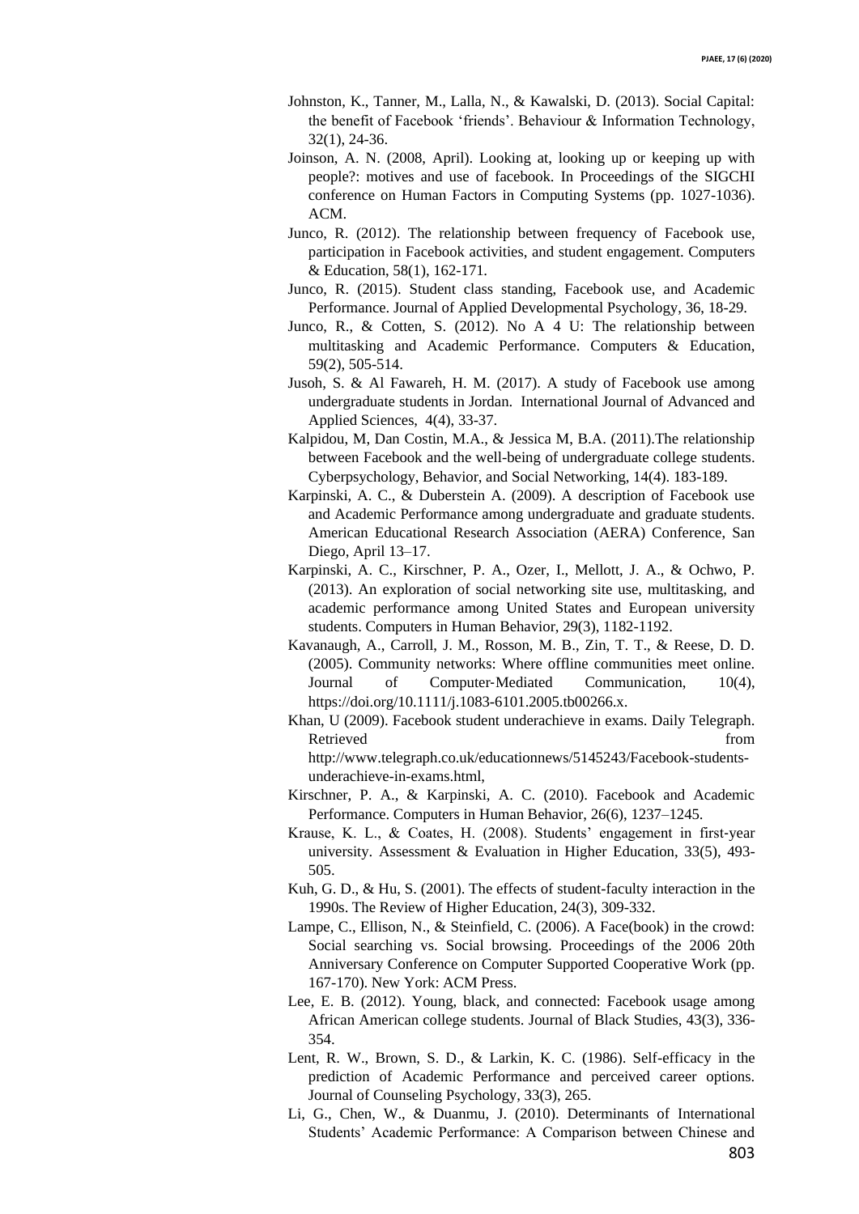Johnston, K., Tanner, M., Lalla, N., & Kawalski, D. (2013). Social Capital: the benefit of Facebook 'friends'. Behaviour & Information Technology, 32(1), 24-36.

Joinson, A. N. (2008, April). Looking at, looking up or keeping up with people?: motives and use of facebook. In Proceedings of the SIGCHI conference on Human Factors in Computing Systems (pp. 1027-1036). ACM.

Junco, R. (2012). The relationship between frequency of Facebook use, participation in Facebook activities, and student engagement. Computers & Education, 58(1), 162-171.

Junco, R. (2015). Student class standing, Facebook use, and Academic Performance. Journal of Applied Developmental Psychology, 36, 18-29.

Junco, R., & Cotten, S. (2012). No A 4 U: The relationship between multitasking and Academic Performance. Computers & Education, 59(2), 505-514.

Jusoh, S. & Al Fawareh, H. M. (2017). A study of Facebook use among undergraduate students in Jordan. International Journal of Advanced and Applied Sciences, 4(4), 33-37.

Kalpidou, M, Dan Costin, M.A., & Jessica M, B.A. (2011).The relationship between Facebook and the well-being of undergraduate college students. Cyberpsychology, Behavior, and Social Networking, 14(4). 183-189.

Karpinski, A. C., & Duberstein A. (2009). A description of Facebook use and Academic Performance among undergraduate and graduate students. American Educational Research Association (AERA) Conference, San Diego, April 13–17.

Karpinski, A. C., Kirschner, P. A., Ozer, I., Mellott, J. A., & Ochwo, P. (2013). An exploration of social networking site use, multitasking, and academic performance among United States and European university students. Computers in Human Behavior, 29(3), 1182-1192.

Kavanaugh, A., Carroll, J. M., Rosson, M. B., Zin, T. T., & Reese, D. D. (2005). Community networks: Where offline communities meet online. Journal of Computer‐Mediated Communication, 10(4), https://doi.org/10.1111/j.1083-6101.2005.tb00266.x.

Khan, U (2009). Facebook student underachieve in exams. Daily Telegraph. Retrieved from http://www.telegraph.co.uk/educationnews/5145243/Facebook-students-underachieve-in-exams.html,

Kirschner, P. A., & Karpinski, A. C. (2010). Facebook and Academic Performance. Computers in Human Behavior, 26(6), 1237–1245.

Krause, K. L., & Coates, H. (2008). Students' engagement in first-year university. Assessment & Evaluation in Higher Education, 33(5), 493-505.

Kuh, G. D., & Hu, S. (2001). The effects of student-faculty interaction in the 1990s. The Review of Higher Education, 24(3), 309-332.

Lampe, C., Ellison, N., & Steinfield, C. (2006). A Face(book) in the crowd: Social searching vs. Social browsing. Proceedings of the 2006 20th Anniversary Conference on Computer Supported Cooperative Work (pp. 167-170). New York: ACM Press.

Lee, E. B. (2012). Young, black, and connected: Facebook usage among African American college students. Journal of Black Studies, 43(3), 336-354.

Lent, R. W., Brown, S. D., & Larkin, K. C. (1986). Self-efficacy in the prediction of Academic Performance and perceived career options. Journal of Counseling Psychology, 33(3), 265.

Li, G., Chen, W., & Duanmu, J. (2010). Determinants of International Students' Academic Performance: A Comparison between Chinese and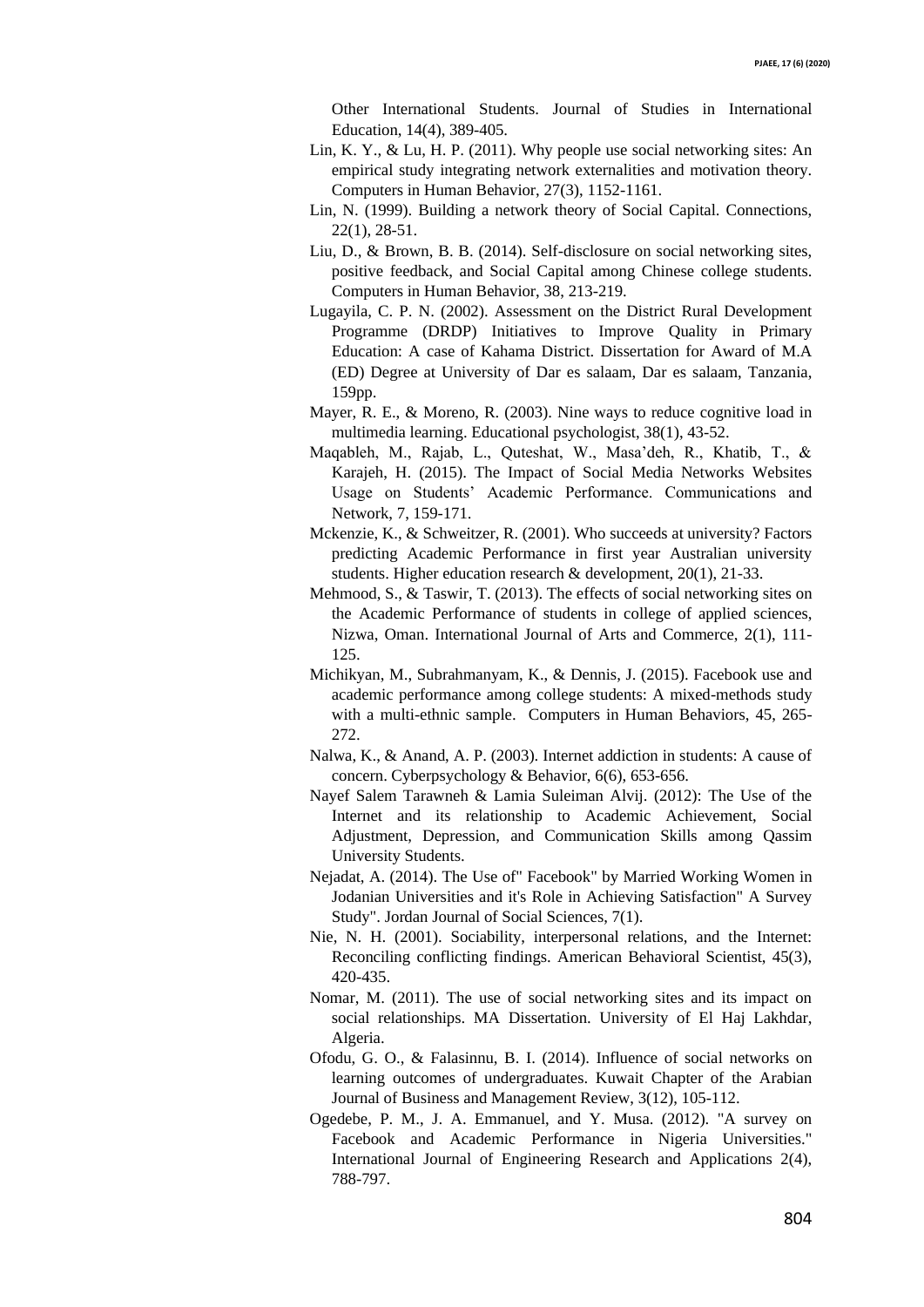Other International Students. Journal of Studies in International Education, 14(4), 389-405.

Lin, K. Y., & Lu, H. P. (2011). Why people use social networking sites: An empirical study integrating network externalities and motivation theory. Computers in Human Behavior, 27(3), 1152-1161.

Lin, N. (1999). Building a network theory of Social Capital. Connections, 22(1), 28-51.

Liu, D., & Brown, B. B. (2014). Self-disclosure on social networking sites, positive feedback, and Social Capital among Chinese college students. Computers in Human Behavior, 38, 213-219.

Lugayila, C. P. N. (2002). Assessment on the District Rural Development Programme (DRDP) Initiatives to Improve Quality in Primary Education: A case of Kahama District. Dissertation for Award of M.A (ED) Degree at University of Dar es salaam, Dar es salaam, Tanzania, 159pp.

Mayer, R. E., & Moreno, R. (2003). Nine ways to reduce cognitive load in multimedia learning. Educational psychologist, 38(1), 43-52.

Maqableh, M., Rajab, L., Quteshat, W., Masa'deh, R., Khatib, T., & Karajeh, H. (2015). The Impact of Social Media Networks Websites Usage on Students' Academic Performance. Communications and Network, 7, 159-171.

Mckenzie, K., & Schweitzer, R. (2001). Who succeeds at university? Factors predicting Academic Performance in first year Australian university students. Higher education research & development, 20(1), 21-33.

Mehmood, S., & Taswir, T. (2013). The effects of social networking sites on the Academic Performance of students in college of applied sciences, Nizwa, Oman. International Journal of Arts and Commerce, 2(1), 111-125.

Michikyan, M., Subrahmanyam, K., & Dennis, J. (2015). Facebook use and academic performance among college students: A mixed-methods study with a multi-ethnic sample. Computers in Human Behaviors, 45, 265-272.

Nalwa, K., & Anand, A. P. (2003). Internet addiction in students: A cause of concern. Cyberpsychology & Behavior, 6(6), 653-656.

Nayef Salem Tarawneh & Lamia Suleiman Alvij. (2012): The Use of the Internet and its relationship to Academic Achievement, Social Adjustment, Depression, and Communication Skills among Qassim University Students.

Nejadat, A. (2014). The Use of" Facebook" by Married Working Women in Jodanian Universities and it's Role in Achieving Satisfaction" A Survey Study". Jordan Journal of Social Sciences, 7(1).

Nie, N. H. (2001). Sociability, interpersonal relations, and the Internet: Reconciling conflicting findings. American Behavioral Scientist, 45(3), 420-435.

Nomar, M. (2011). The use of social networking sites and its impact on social relationships. MA Dissertation. University of El Haj Lakhdar, Algeria.

Ofodu, G. O., & Falasinnu, B. I. (2014). Influence of social networks on learning outcomes of undergraduates. Kuwait Chapter of the Arabian Journal of Business and Management Review, 3(12), 105-112.

Ogedebe, P. M., J. A. Emmanuel, and Y. Musa. (2012). "A survey on Facebook and Academic Performance in Nigeria Universities." International Journal of Engineering Research and Applications 2(4), 788-797.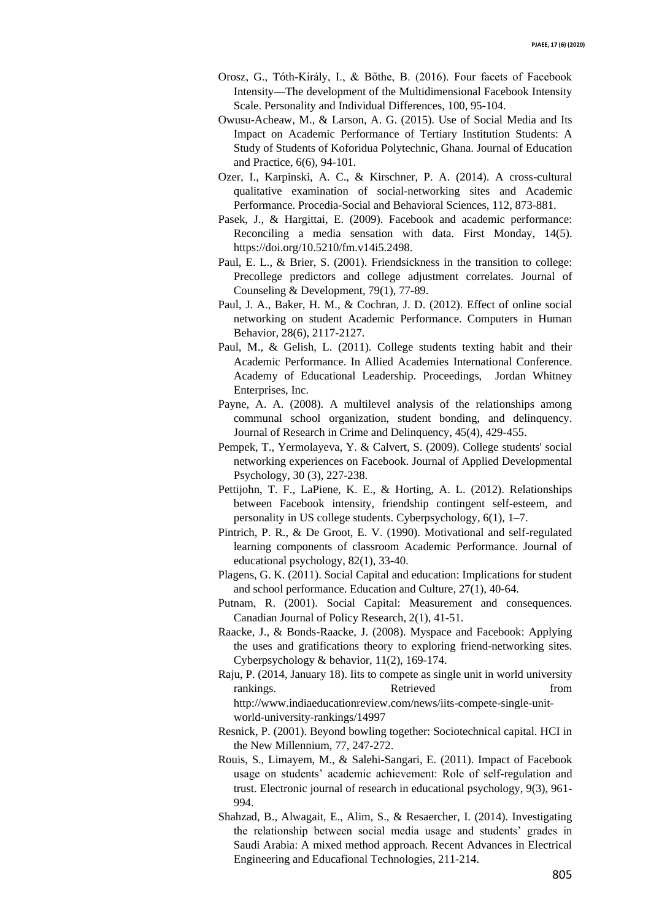Orosz, G., Tóth-Király, I., & Bőthe, B. (2016). Four facets of Facebook Intensity—The development of the Multidimensional Facebook Intensity Scale. Personality and Individual Differences, 100, 95-104.

Owusu-Acheaw, M., & Larson, A. G. (2015). Use of Social Media and Its Impact on Academic Performance of Tertiary Institution Students: A Study of Students of Koforidua Polytechnic, Ghana. Journal of Education and Practice, 6(6), 94-101.

Ozer, I., Karpinski, A. C., & Kirschner, P. A. (2014). A cross-cultural qualitative examination of social-networking sites and Academic Performance. Procedia-Social and Behavioral Sciences, 112, 873-881.

Pasek, J., & Hargittai, E. (2009). Facebook and academic performance: Reconciling a media sensation with data. First Monday, 14(5). https://doi.org/10.5210/fm.v14i5.2498.

Paul, E. L., & Brier, S. (2001). Friendsickness in the transition to college: Precollege predictors and college adjustment correlates. Journal of Counseling & Development, 79(1), 77-89.

Paul, J. A., Baker, H. M., & Cochran, J. D. (2012). Effect of online social networking on student Academic Performance. Computers in Human Behavior, 28(6), 2117-2127.

Paul, M., & Gelish, L. (2011). College students texting habit and their Academic Performance. In Allied Academies International Conference. Academy of Educational Leadership. Proceedings, Jordan Whitney Enterprises, Inc.

Payne, A. A. (2008). A multilevel analysis of the relationships among communal school organization, student bonding, and delinquency. Journal of Research in Crime and Delinquency, 45(4), 429-455.

Pempek, T., Yermolayeva, Y. & Calvert, S. (2009). College students' social networking experiences on Facebook. Journal of Applied Developmental Psychology, 30 (3), 227-238.

Pettijohn, T. F., LaPiene, K. E., & Horting, A. L. (2012). Relationships between Facebook intensity, friendship contingent self-esteem, and personality in US college students. Cyberpsychology, 6(1), 1–7.

Pintrich, P. R., & De Groot, E. V. (1990). Motivational and self-regulated learning components of classroom Academic Performance. Journal of educational psychology, 82(1), 33-40.

Plagens, G. K. (2011). Social Capital and education: Implications for student and school performance. Education and Culture, 27(1), 40-64.

Putnam, R. (2001). Social Capital: Measurement and consequences. Canadian Journal of Policy Research, 2(1), 41-51.

Raacke, J., & Bonds-Raacke, J. (2008). Myspace and Facebook: Applying the uses and gratifications theory to exploring friend-networking sites. Cyberpsychology & behavior, 11(2), 169-174.

Raju, P. (2014, January 18). Iits to compete as single unit in world university rankings. Retrieved from http://www.indiaeducationreview.com/news/iits-compete-single-unit-world-university-rankings/14997

Resnick, P. (2001). Beyond bowling together: Sociotechnical capital. HCI in the New Millennium, 77, 247-272.

Rouis, S., Limayem, M., & Salehi-Sangari, E. (2011). Impact of Facebook usage on students' academic achievement: Role of self-regulation and trust. Electronic journal of research in educational psychology, 9(3), 961-994.

Shahzad, B., Alwagait, E., Alim, S., & Resaercher, I. (2014). Investigating the relationship between social media usage and students' grades in Saudi Arabia: A mixed method approach. Recent Advances in Electrical Engineering and Educafional Technologies, 211-214.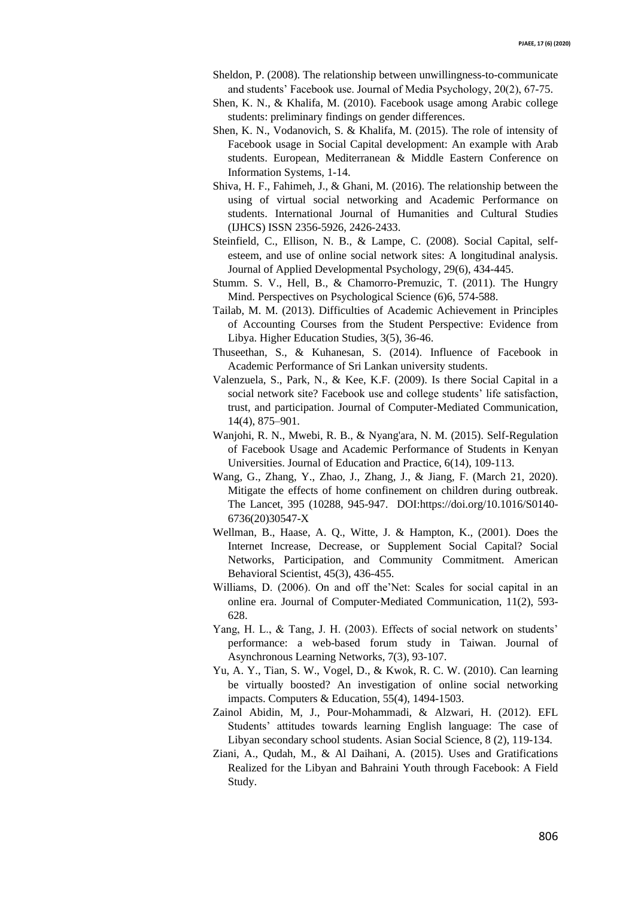Sheldon, P. (2008). The relationship between unwillingness-to-communicate and students' Facebook use. Journal of Media Psychology, 20(2), 67-75.

Shen, K. N., & Khalifa, M. (2010). Facebook usage among Arabic college students: preliminary findings on gender differences.

Shen, K. N., Vodanovich, S. & Khalifa, M. (2015). The role of intensity of Facebook usage in Social Capital development: An example with Arab students. European, Mediterranean & Middle Eastern Conference on Information Systems, 1-14.

Shiva, H. F., Fahimeh, J., & Ghani, M. (2016). The relationship between the using of virtual social networking and Academic Performance on students. International Journal of Humanities and Cultural Studies (IJHCS) ISSN 2356-5926, 2426-2433.

Steinfield, C., Ellison, N. B., & Lampe, C. (2008). Social Capital, self-esteem, and use of online social network sites: A longitudinal analysis. Journal of Applied Developmental Psychology, 29(6), 434-445.

Stumm. S. V., Hell, B., & Chamorro-Premuzic, T. (2011). The Hungry Mind. Perspectives on Psychological Science (6)6, 574-588.

Tailab, M. M. (2013). Difficulties of Academic Achievement in Principles of Accounting Courses from the Student Perspective: Evidence from Libya. Higher Education Studies, 3(5), 36-46.

Thuseethan, S., & Kuhanesan, S. (2014). Influence of Facebook in Academic Performance of Sri Lankan university students.

Valenzuela, S., Park, N., & Kee, K.F. (2009). Is there Social Capital in a social network site? Facebook use and college students' life satisfaction, trust, and participation. Journal of Computer-Mediated Communication, 14(4), 875–901.

Wanjohi, R. N., Mwebi, R. B., & Nyang'ara, N. M. (2015). Self-Regulation of Facebook Usage and Academic Performance of Students in Kenyan Universities. Journal of Education and Practice, 6(14), 109-113.

Wang, G., Zhang, Y., Zhao, J., Zhang, J., & Jiang, F. (March 21, 2020). Mitigate the effects of home confinement on children during outbreak. The Lancet, 395 (10288, 945-947. DOI:https://doi.org/10.1016/S0140-6736(20)30547-X

Wellman, B., Haase, A. Q., Witte, J. & Hampton, K., (2001). Does the Internet Increase, Decrease, or Supplement Social Capital? Social Networks, Participation, and Community Commitment. American Behavioral Scientist, 45(3), 436-455.

Williams, D. (2006). On and off the'Net: Scales for social capital in an online era. Journal of Computer‐Mediated Communication, 11(2), 593-628.

Yang, H. L., & Tang, J. H. (2003). Effects of social network on students' performance: a web-based forum study in Taiwan. Journal of Asynchronous Learning Networks, 7(3), 93-107.

Yu, A. Y., Tian, S. W., Vogel, D., & Kwok, R. C. W. (2010). Can learning be virtually boosted? An investigation of online social networking impacts. Computers & Education, 55(4), 1494-1503.

Zainol Abidin, M, J., Pour-Mohammadi, & Alzwari, H. (2012). EFL Students' attitudes towards learning English language: The case of Libyan secondary school students. Asian Social Science, 8 (2), 119-134.

Ziani, A., Qudah, M., & Al Daihani, A. (2015). Uses and Gratifications Realized for the Libyan and Bahraini Youth through Facebook: A Field Study.